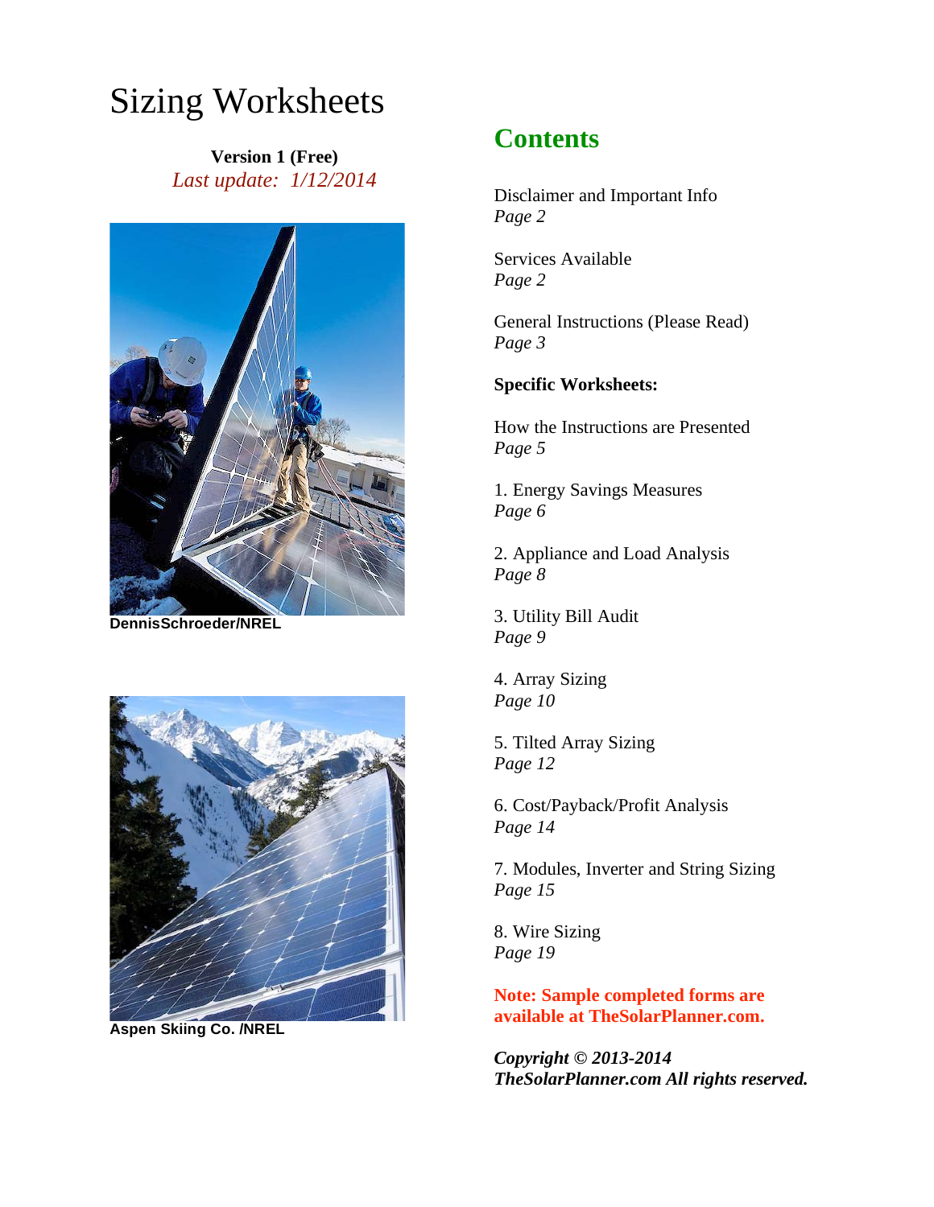# Sizing Worksheets

**Version 1 (Free)**

*Last update: 1/12/2014*

DennisSchroeder/NREL

Aspen Skiing Co. /NREL

## Contents

Disclaimer and Important Info
*Page 2*

Services Available
*Page 2*

General Instructions (Please Read)
*Page 3*

**Specific Worksheets:**

How the Instructions are Presented
*Page 5*

1. Energy Savings Measures
*Page 6*

2. Appliance and Load Analysis
*Page 8*

3. Utility Bill Audit
*Page 9*

4. Array Sizing
*Page 10*

5. Tilted Array Sizing
*Page 12*

6. Cost/Payback/Profit Analysis
*Page 14*

7. Modules, Inverter and String Sizing
*Page 15*

8. Wire Sizing
*Page 19*

**Note: Sample completed forms are available at TheSolarPlanner.com.**

***Copyright © 2013-2014***
***TheSolarPlanner.com All rights reserved.***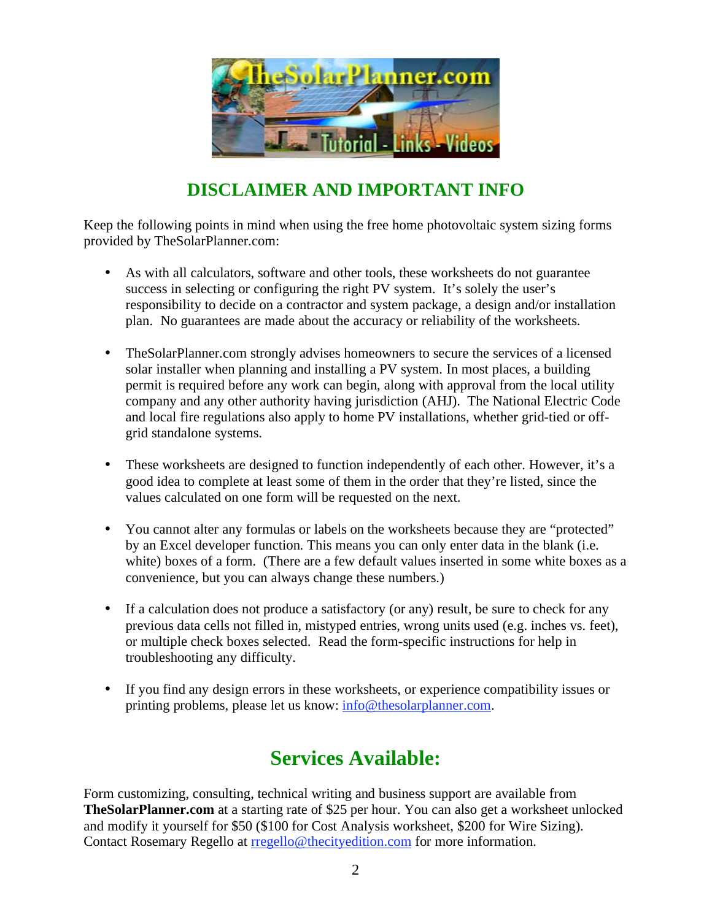## DISCLAIMER AND IMPORTANT INFO

Keep the following points in mind when using the free home photovoltaic system sizing forms provided by TheSolarPlanner.com:

- As with all calculators, software and other tools, these worksheets do not guarantee success in selecting or configuring the right PV system. It's solely the user's responsibility to decide on a contractor and system package, a design and/or installation plan. No guarantees are made about the accuracy or reliability of the worksheets.
- TheSolarPlanner.com strongly advises homeowners to secure the services of a licensed solar installer when planning and installing a PV system. In most places, a building permit is required before any work can begin, along with approval from the local utility company and any other authority having jurisdiction (AHJ). The National Electric Code and local fire regulations also apply to home PV installations, whether grid-tied or off-grid standalone systems.
- These worksheets are designed to function independently of each other. However, it's a good idea to complete at least some of them in the order that they're listed, since the values calculated on one form will be requested on the next.
- You cannot alter any formulas or labels on the worksheets because they are "protected" by an Excel developer function. This means you can only enter data in the blank (i.e. white) boxes of a form. (There are a few default values inserted in some white boxes as a convenience, but you can always change these numbers.)
- If a calculation does not produce a satisfactory (or any) result, be sure to check for any previous data cells not filled in, mistyped entries, wrong units used (e.g. inches vs. feet), or multiple check boxes selected. Read the form-specific instructions for help in troubleshooting any difficulty.
- If you find any design errors in these worksheets, or experience compatibility issues or printing problems, please let us know: info@thesolarplanner.com.

## Services Available:

Form customizing, consulting, technical writing and business support are available from **TheSolarPlanner.com** at a starting rate of $25 per hour. You can also get a worksheet unlocked and modify it yourself for $50 ($100 for Cost Analysis worksheet, $200 for Wire Sizing). Contact Rosemary Regello at rregello@thecityedition.com for more information.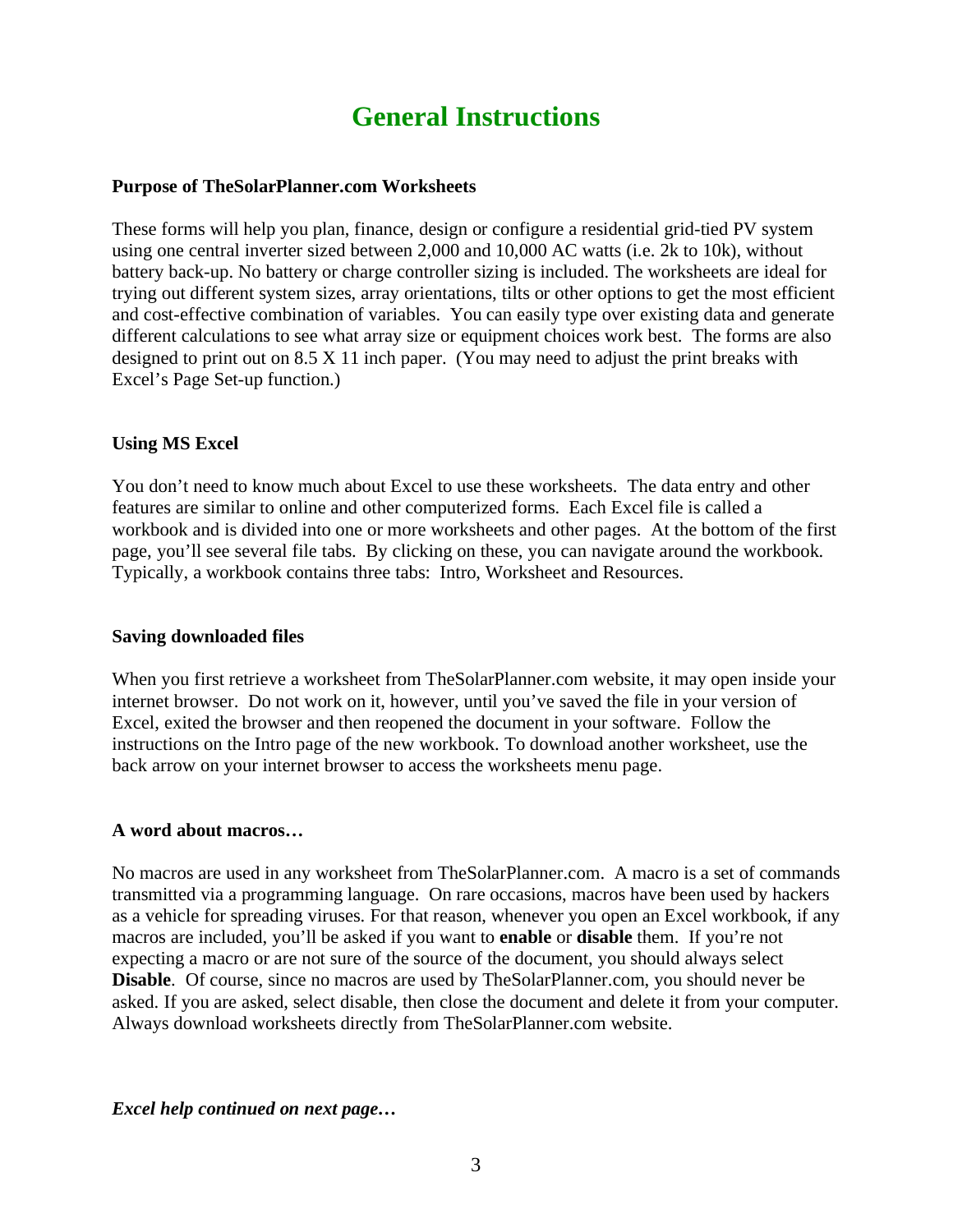# General Instructions

**Purpose of TheSolarPlanner.com Worksheets**

These forms will help you plan, finance, design or configure a residential grid-tied PV system using one central inverter sized between 2,000 and 10,000 AC watts (i.e. 2k to 10k), without battery back-up. No battery or charge controller sizing is included. The worksheets are ideal for trying out different system sizes, array orientations, tilts or other options to get the most efficient and cost-effective combination of variables. You can easily type over existing data and generate different calculations to see what array size or equipment choices work best. The forms are also designed to print out on 8.5 X 11 inch paper. (You may need to adjust the print breaks with Excel's Page Set-up function.)

**Using MS Excel**

You don't need to know much about Excel to use these worksheets. The data entry and other features are similar to online and other computerized forms. Each Excel file is called a workbook and is divided into one or more worksheets and other pages. At the bottom of the first page, you'll see several file tabs. By clicking on these, you can navigate around the workbook. Typically, a workbook contains three tabs: Intro, Worksheet and Resources.

**Saving downloaded files**

When you first retrieve a worksheet from TheSolarPlanner.com website, it may open inside your internet browser. Do not work on it, however, until you've saved the file in your version of Excel, exited the browser and then reopened the document in your software. Follow the instructions on the Intro page of the new workbook. To download another worksheet, use the back arrow on your internet browser to access the worksheets menu page.

**A word about macros…**

No macros are used in any worksheet from TheSolarPlanner.com. A macro is a set of commands transmitted via a programming language. On rare occasions, macros have been used by hackers as a vehicle for spreading viruses. For that reason, whenever you open an Excel workbook, if any macros are included, you'll be asked if you want to **enable** or **disable** them. If you're not expecting a macro or are not sure of the source of the document, you should always select **Disable**. Of course, since no macros are used by TheSolarPlanner.com, you should never be asked. If you are asked, select disable, then close the document and delete it from your computer. Always download worksheets directly from TheSolarPlanner.com website.

***Excel help continued on next page…***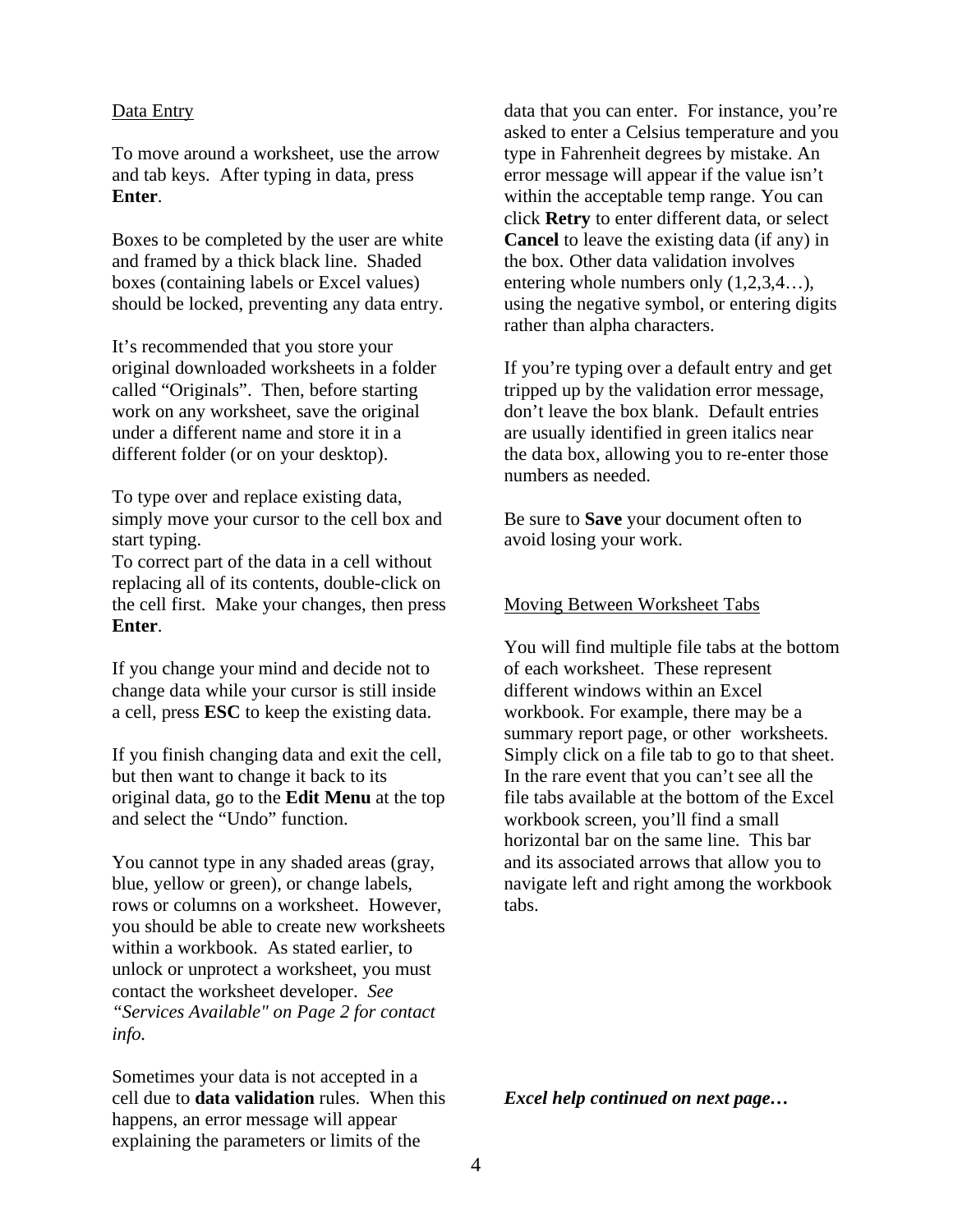Data Entry

To move around a worksheet, use the arrow and tab keys. After typing in data, press **Enter**.

Boxes to be completed by the user are white and framed by a thick black line. Shaded boxes (containing labels or Excel values) should be locked, preventing any data entry.

It's recommended that you store your original downloaded worksheets in a folder called "Originals". Then, before starting work on any worksheet, save the original under a different name and store it in a different folder (or on your desktop).

To type over and replace existing data, simply move your cursor to the cell box and start typing.
To correct part of the data in a cell without replacing all of its contents, double-click on the cell first. Make your changes, then press **Enter**.

If you change your mind and decide not to change data while your cursor is still inside a cell, press **ESC** to keep the existing data.

If you finish changing data and exit the cell, but then want to change it back to its original data, go to the **Edit Menu** at the top and select the "Undo" function.

You cannot type in any shaded areas (gray, blue, yellow or green), or change labels, rows or columns on a worksheet. However, you should be able to create new worksheets within a workbook. As stated earlier, to unlock or unprotect a worksheet, you must contact the worksheet developer. *See "Services Available" on Page 2 for contact info.*

Sometimes your data is not accepted in a cell due to **data validation** rules. When this happens, an error message will appear explaining the parameters or limits of the data that you can enter. For instance, you're asked to enter a Celsius temperature and you type in Fahrenheit degrees by mistake. An error message will appear if the value isn't within the acceptable temp range. You can click **Retry** to enter different data, or select **Cancel** to leave the existing data (if any) in the box. Other data validation involves entering whole numbers only (1,2,3,4…), using the negative symbol, or entering digits rather than alpha characters.

If you're typing over a default entry and get tripped up by the validation error message, don't leave the box blank. Default entries are usually identified in green italics near the data box, allowing you to re-enter those numbers as needed.

Be sure to **Save** your document often to avoid losing your work.

Moving Between Worksheet Tabs

You will find multiple file tabs at the bottom of each worksheet. These represent different windows within an Excel workbook. For example, there may be a summary report page, or other worksheets. Simply click on a file tab to go to that sheet. In the rare event that you can't see all the file tabs available at the bottom of the Excel workbook screen, you'll find a small horizontal bar on the same line. This bar and its associated arrows that allow you to navigate left and right among the workbook tabs.

***Excel help continued on next page…***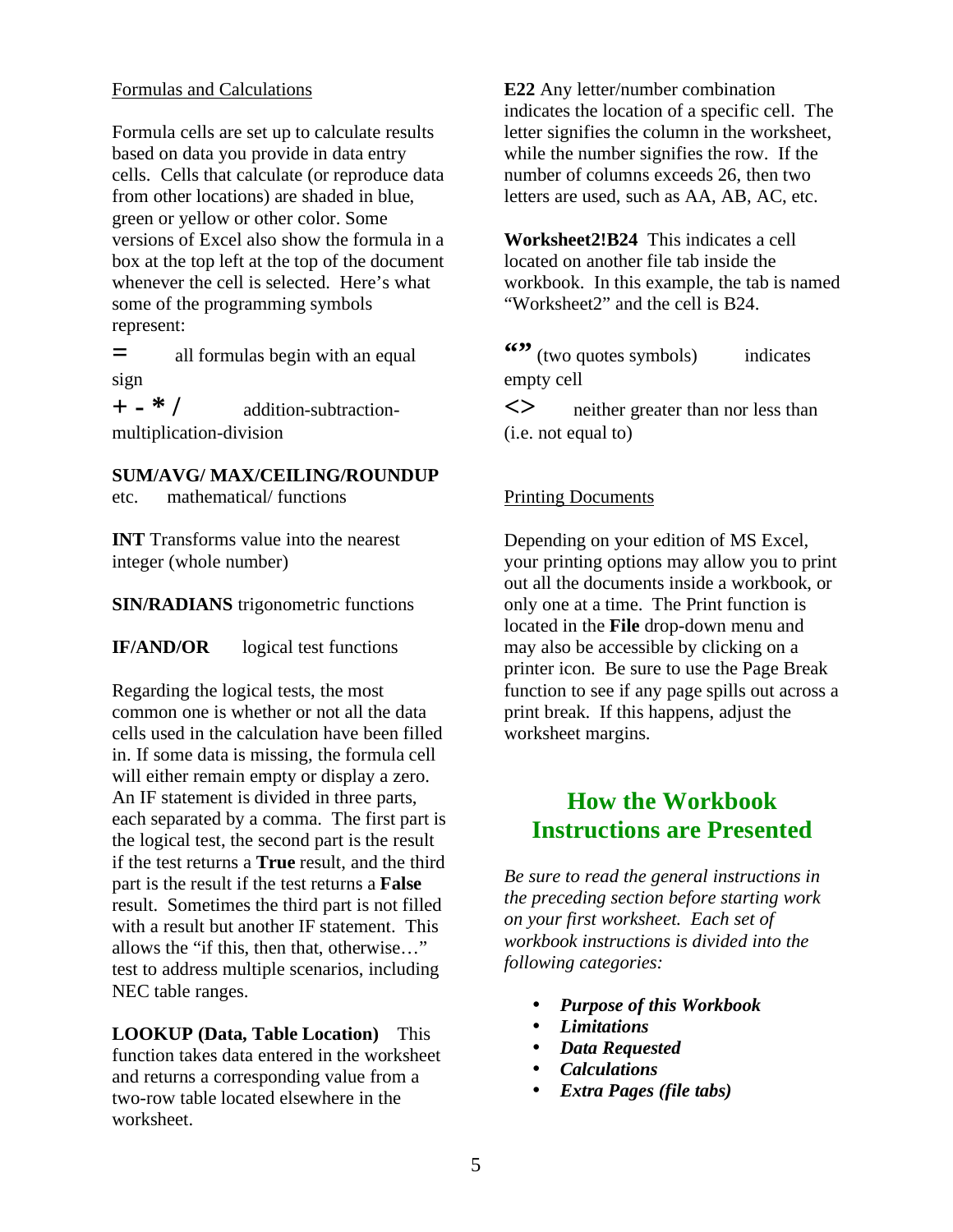Formulas and Calculations

Formula cells are set up to calculate results based on data you provide in data entry cells. Cells that calculate (or reproduce data from other locations) are shaded in blue, green or yellow or other color. Some versions of Excel also show the formula in a box at the top left at the top of the document whenever the cell is selected. Here's what some of the programming symbols represent:

**=** all formulas begin with an equal sign

**+ - * /** addition-subtraction-multiplication-division

**SUM/AVG/ MAX/CEILING/ROUNDUP** etc. mathematical/ functions

**INT** Transforms value into the nearest integer (whole number)

**SIN/RADIANS** trigonometric functions

**IF/AND/OR** logical test functions

Regarding the logical tests, the most common one is whether or not all the data cells used in the calculation have been filled in. If some data is missing, the formula cell will either remain empty or display a zero. An IF statement is divided in three parts, each separated by a comma. The first part is the logical test, the second part is the result if the test returns a **True** result, and the third part is the result if the test returns a **False** result. Sometimes the third part is not filled with a result but another IF statement. This allows the "if this, then that, otherwise…" test to address multiple scenarios, including NEC table ranges.

**LOOKUP (Data, Table Location)** This function takes data entered in the worksheet and returns a corresponding value from a two-row table located elsewhere in the worksheet.

**E22** Any letter/number combination indicates the location of a specific cell. The letter signifies the column in the worksheet, while the number signifies the row. If the number of columns exceeds 26, then two letters are used, such as AA, AB, AC, etc.

**Worksheet2!B24** This indicates a cell located on another file tab inside the workbook. In this example, the tab is named "Worksheet2" and the cell is B24.

**""** (two quotes symbols) indicates empty cell

**<>** neither greater than nor less than (i.e. not equal to)

Printing Documents

Depending on your edition of MS Excel, your printing options may allow you to print out all the documents inside a workbook, or only one at a time. The Print function is located in the **File** drop-down menu and may also be accessible by clicking on a printer icon. Be sure to use the Page Break function to see if any page spills out across a print break. If this happens, adjust the worksheet margins.

## How the Workbook Instructions are Presented

*Be sure to read the general instructions in the preceding section before starting work on your first worksheet. Each set of workbook instructions is divided into the following categories:*

- ***Purpose of this Workbook***
- ***Limitations***
- ***Data Requested***
- ***Calculations***
- ***Extra Pages (file tabs)***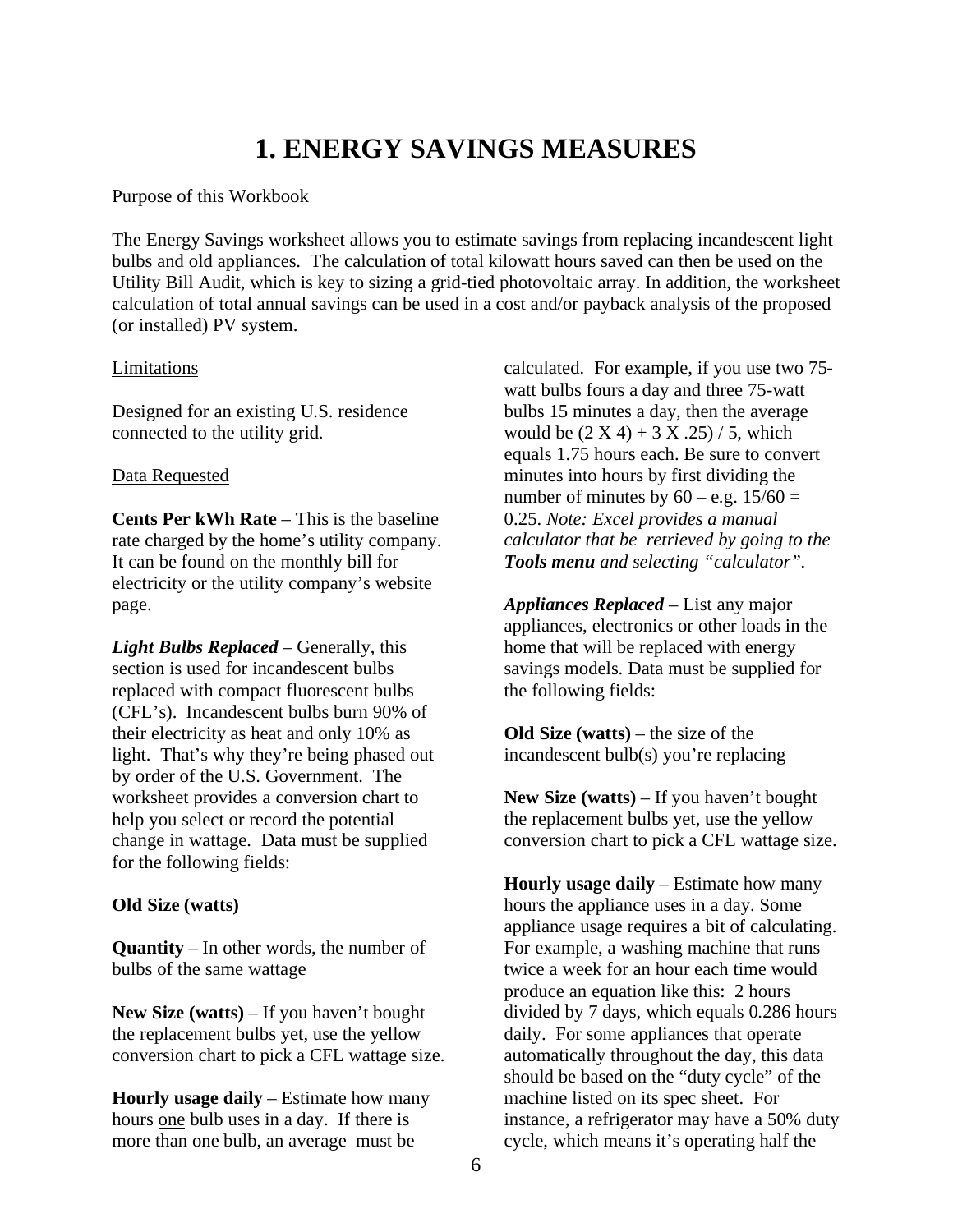# 1. ENERGY SAVINGS MEASURES

<u>Purpose of this Workbook</u>

The Energy Savings worksheet allows you to estimate savings from replacing incandescent light bulbs and old appliances. The calculation of total kilowatt hours saved can then be used on the Utility Bill Audit, which is key to sizing a grid-tied photovoltaic array. In addition, the worksheet calculation of total annual savings can be used in a cost and/or payback analysis of the proposed (or installed) PV system.

<u>Limitations</u>

Designed for an existing U.S. residence connected to the utility grid.

<u>Data Requested</u>

**Cents Per kWh Rate** – This is the baseline rate charged by the home's utility company. It can be found on the monthly bill for electricity or the utility company's website page.

***Light Bulbs Replaced*** – Generally, this section is used for incandescent bulbs replaced with compact fluorescent bulbs (CFL's). Incandescent bulbs burn 90% of their electricity as heat and only 10% as light. That's why they're being phased out by order of the U.S. Government. The worksheet provides a conversion chart to help you select or record the potential change in wattage. Data must be supplied for the following fields:

**Old Size (watts)**

**Quantity** – In other words, the number of bulbs of the same wattage

**New Size (watts)** – If you haven't bought the replacement bulbs yet, use the yellow conversion chart to pick a CFL wattage size.

**Hourly usage daily** – Estimate how many hours <u>one</u> bulb uses in a day. If there is more than one bulb, an average must be calculated. For example, if you use two 75-watt bulbs fours a day and three 75-watt bulbs 15 minutes a day, then the average would be (2 X 4) + 3 X .25) / 5, which equals 1.75 hours each. Be sure to convert minutes into hours by first dividing the number of minutes by 60 – e.g. 15/60 = 0.25. *Note: Excel provides a manual calculator that be retrieved by going to the **Tools menu** and selecting "calculator".*

***Appliances Replaced*** – List any major appliances, electronics or other loads in the home that will be replaced with energy savings models. Data must be supplied for the following fields:

**Old Size (watts)** – the size of the incandescent bulb(s) you're replacing

**New Size (watts)** – If you haven't bought the replacement bulbs yet, use the yellow conversion chart to pick a CFL wattage size.

**Hourly usage daily** – Estimate how many hours the appliance uses in a day. Some appliance usage requires a bit of calculating. For example, a washing machine that runs twice a week for an hour each time would produce an equation like this: 2 hours divided by 7 days, which equals 0.286 hours daily. For some appliances that operate automatically throughout the day, this data should be based on the "duty cycle" of the machine listed on its spec sheet. For instance, a refrigerator may have a 50% duty cycle, which means it's operating half the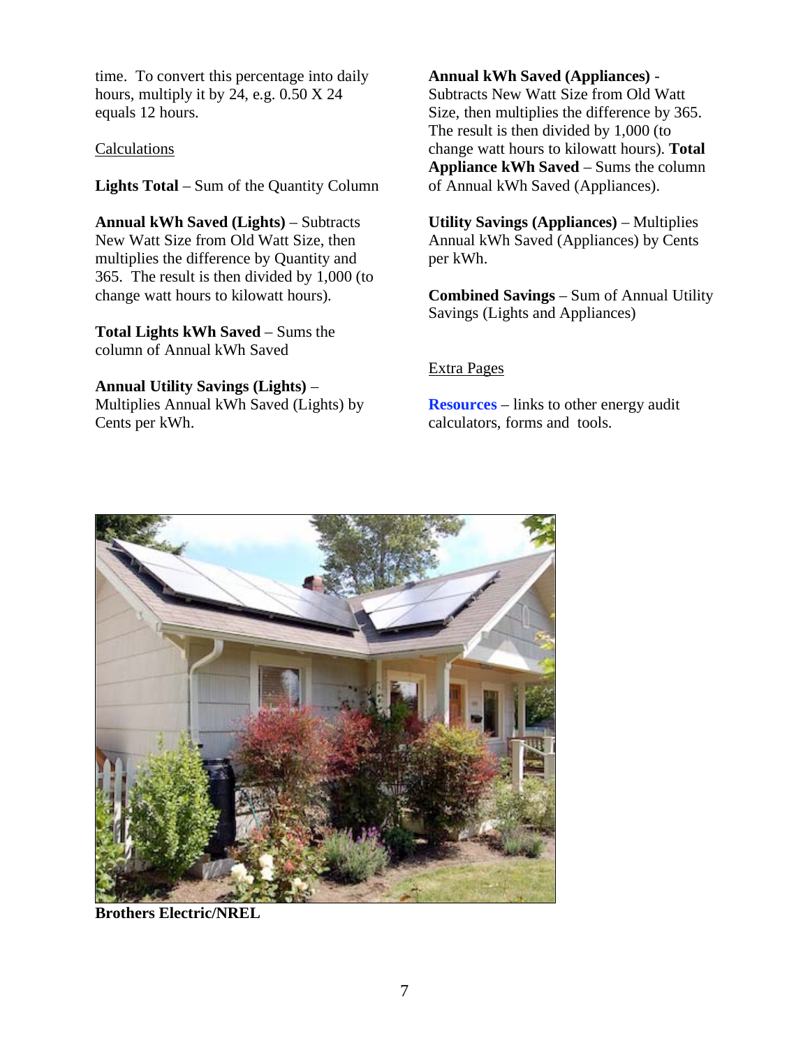time. To convert this percentage into daily hours, multiply it by 24, e.g. 0.50 X 24 equals 12 hours.

Calculations

**Lights Total** – Sum of the Quantity Column

**Annual kWh Saved (Lights)** – Subtracts New Watt Size from Old Watt Size, then multiplies the difference by Quantity and 365. The result is then divided by 1,000 (to change watt hours to kilowatt hours).

**Total Lights kWh Saved** – Sums the column of Annual kWh Saved

**Annual Utility Savings (Lights)** – Multiplies Annual kWh Saved (Lights) by Cents per kWh.

**Annual kWh Saved (Appliances)** - Subtracts New Watt Size from Old Watt Size, then multiplies the difference by 365. The result is then divided by 1,000 (to change watt hours to kilowatt hours). **Total Appliance kWh Saved** – Sums the column of Annual kWh Saved (Appliances).

**Utility Savings (Appliances)** – Multiplies Annual kWh Saved (Appliances) by Cents per kWh.

**Combined Savings** – Sum of Annual Utility Savings (Lights and Appliances)

Extra Pages

**Resources** – links to other energy audit calculators, forms and tools.

**Brothers Electric/NREL**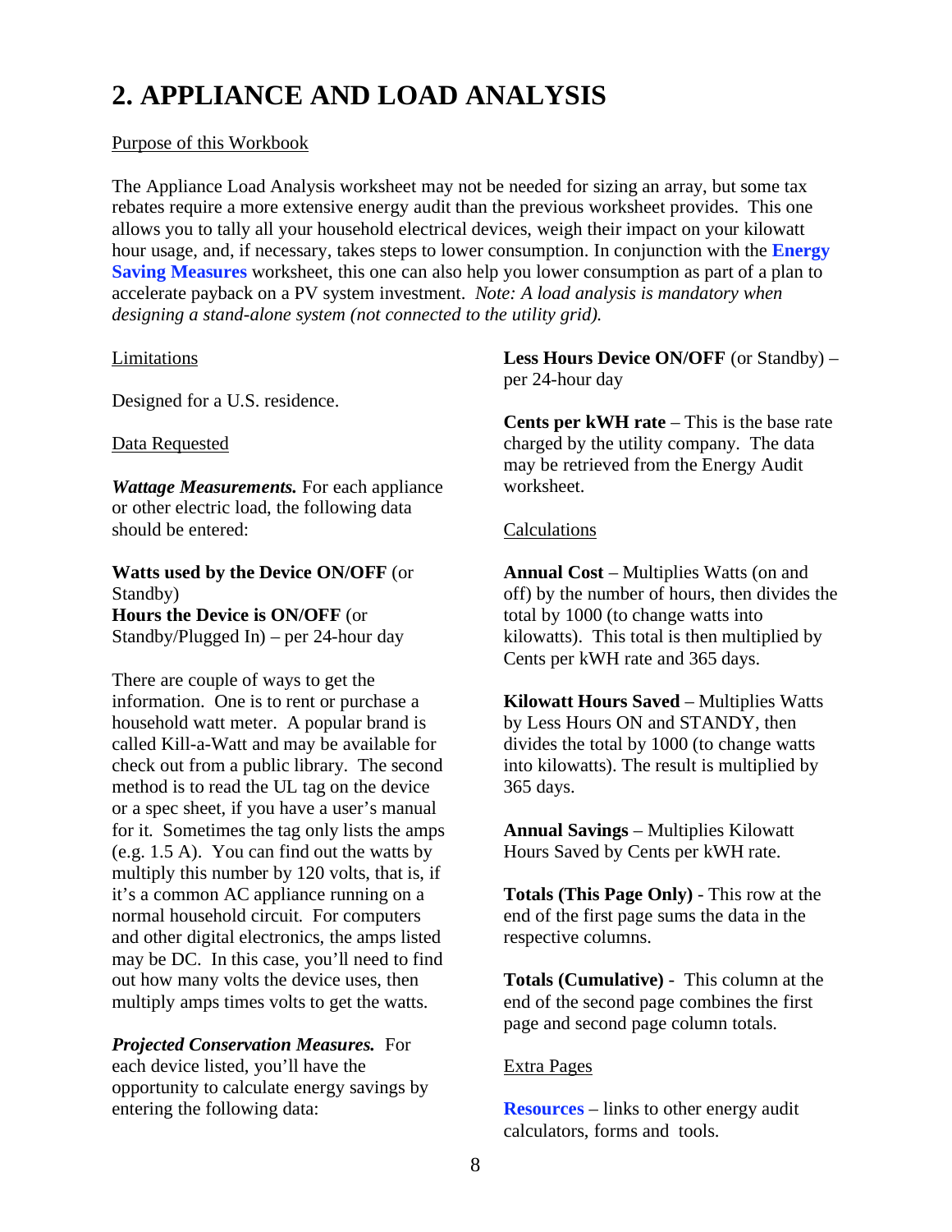# 2. APPLIANCE AND LOAD ANALYSIS

<u>Purpose of this Workbook</u>

The Appliance Load Analysis worksheet may not be needed for sizing an array, but some tax rebates require a more extensive energy audit than the previous worksheet provides. This one allows you to tally all your household electrical devices, weigh their impact on your kilowatt hour usage, and, if necessary, takes steps to lower consumption. In conjunction with the **Energy Saving Measures** worksheet, this one can also help you lower consumption as part of a plan to accelerate payback on a PV system investment. *Note: A load analysis is mandatory when designing a stand-alone system (not connected to the utility grid).*

<u>Limitations</u>

Designed for a U.S. residence.

<u>Data Requested</u>

***Wattage Measurements.*** For each appliance or other electric load, the following data should be entered:

**Watts used by the Device ON/OFF** (or Standby)
**Hours the Device is ON/OFF** (or Standby/Plugged In) – per 24-hour day

There are couple of ways to get the information. One is to rent or purchase a household watt meter. A popular brand is called Kill-a-Watt and may be available for check out from a public library. The second method is to read the UL tag on the device or a spec sheet, if you have a user's manual for it. Sometimes the tag only lists the amps (e.g. 1.5 A). You can find out the watts by multiply this number by 120 volts, that is, if it's a common AC appliance running on a normal household circuit. For computers and other digital electronics, the amps listed may be DC. In this case, you'll need to find out how many volts the device uses, then multiply amps times volts to get the watts.

***Projected Conservation Measures.*** For each device listed, you'll have the opportunity to calculate energy savings by entering the following data:

**Less Hours Device ON/OFF** (or Standby) – per 24-hour day

**Cents per kWH rate** – This is the base rate charged by the utility company. The data may be retrieved from the Energy Audit worksheet.

<u>Calculations</u>

**Annual Cost** – Multiplies Watts (on and off) by the number of hours, then divides the total by 1000 (to change watts into kilowatts). This total is then multiplied by Cents per kWH rate and 365 days.

**Kilowatt Hours Saved** – Multiplies Watts by Less Hours ON and STANDY, then divides the total by 1000 (to change watts into kilowatts). The result is multiplied by 365 days.

**Annual Savings** – Multiplies Kilowatt Hours Saved by Cents per kWH rate.

**Totals (This Page Only)** - This row at the end of the first page sums the data in the respective columns.

**Totals (Cumulative)** - This column at the end of the second page combines the first page and second page column totals.

<u>Extra Pages</u>

**Resources** – links to other energy audit calculators, forms and tools.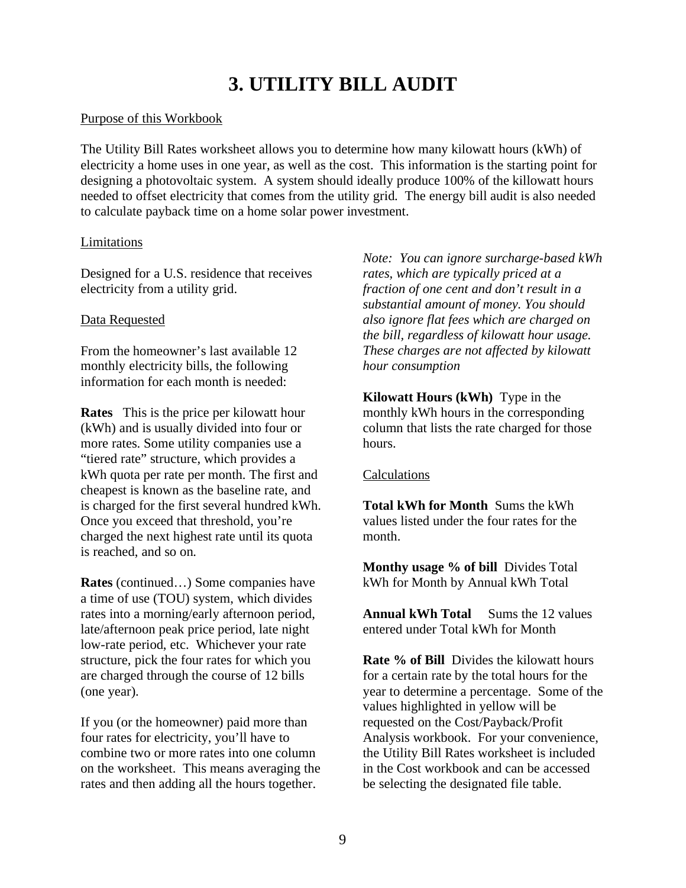# 3. UTILITY BILL AUDIT

Purpose of this Workbook

The Utility Bill Rates worksheet allows you to determine how many kilowatt hours (kWh) of electricity a home uses in one year, as well as the cost. This information is the starting point for designing a photovoltaic system. A system should ideally produce 100% of the killowatt hours needed to offset electricity that comes from the utility grid. The energy bill audit is also needed to calculate payback time on a home solar power investment.

Limitations

Designed for a U.S. residence that receives electricity from a utility grid.

Data Requested

From the homeowner's last available 12 monthly electricity bills, the following information for each month is needed:

**Rates** This is the price per kilowatt hour (kWh) and is usually divided into four or more rates. Some utility companies use a "tiered rate" structure, which provides a kWh quota per rate per month. The first and cheapest is known as the baseline rate, and is charged for the first several hundred kWh. Once you exceed that threshold, you're charged the next highest rate until its quota is reached, and so on.

**Rates** (continued…) Some companies have a time of use (TOU) system, which divides rates into a morning/early afternoon period, late/afternoon peak price period, late night low-rate period, etc. Whichever your rate structure, pick the four rates for which you are charged through the course of 12 bills (one year).

If you (or the homeowner) paid more than four rates for electricity, you'll have to combine two or more rates into one column on the worksheet. This means averaging the rates and then adding all the hours together.

*Note: You can ignore surcharge-based kWh rates, which are typically priced at a fraction of one cent and don't result in a substantial amount of money. You should also ignore flat fees which are charged on the bill, regardless of kilowatt hour usage. These charges are not affected by kilowatt hour consumption*

**Kilowatt Hours (kWh)** Type in the monthly kWh hours in the corresponding column that lists the rate charged for those hours.

Calculations

**Total kWh for Month** Sums the kWh values listed under the four rates for the month.

**Monthy usage % of bill** Divides Total kWh for Month by Annual kWh Total

**Annual kWh Total** Sums the 12 values entered under Total kWh for Month

**Rate % of Bill** Divides the kilowatt hours for a certain rate by the total hours for the year to determine a percentage. Some of the values highlighted in yellow will be requested on the Cost/Payback/Profit Analysis workbook. For your convenience, the Utility Bill Rates worksheet is included in the Cost workbook and can be accessed be selecting the designated file table.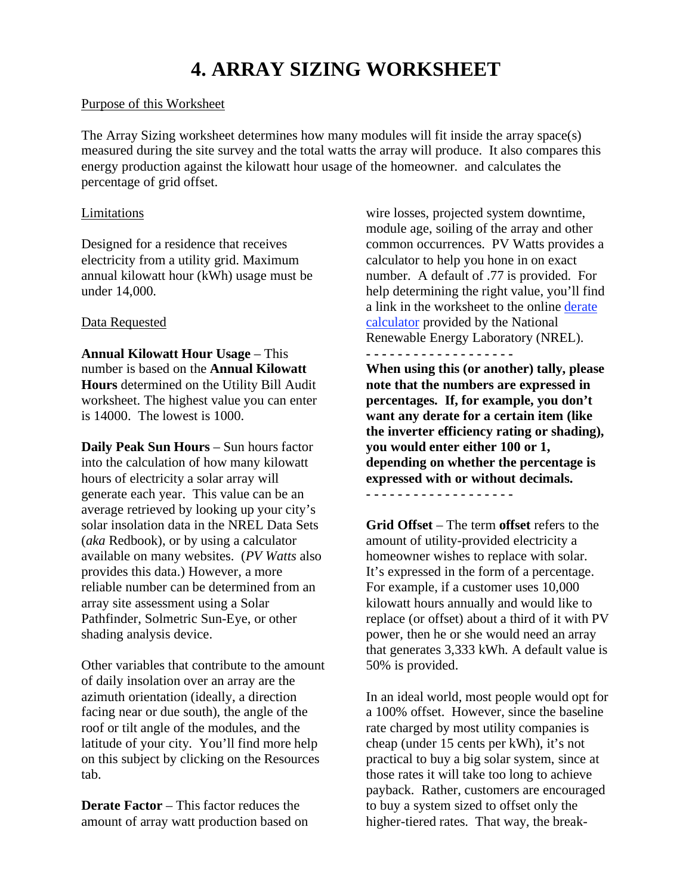# 4. ARRAY SIZING WORKSHEET

Purpose of this Worksheet

The Array Sizing worksheet determines how many modules will fit inside the array space(s) measured during the site survey and the total watts the array will produce. It also compares this energy production against the kilowatt hour usage of the homeowner. and calculates the percentage of grid offset.

Limitations

Designed for a residence that receives electricity from a utility grid. Maximum annual kilowatt hour (kWh) usage must be under 14,000.

Data Requested

**Annual Kilowatt Hour Usage** – This number is based on the **Annual Kilowatt Hours** determined on the Utility Bill Audit worksheet. The highest value you can enter is 14000. The lowest is 1000.

**Daily Peak Sun Hours** – Sun hours factor into the calculation of how many kilowatt hours of electricity a solar array will generate each year. This value can be an average retrieved by looking up your city's solar insolation data in the NREL Data Sets (*aka* Redbook), or by using a calculator available on many websites. (*PV Watts* also provides this data.) However, a more reliable number can be determined from an array site assessment using a Solar Pathfinder, Solmetric Sun-Eye, or other shading analysis device.

Other variables that contribute to the amount of daily insolation over an array are the azimuth orientation (ideally, a direction facing near or due south), the angle of the roof or tilt angle of the modules, and the latitude of your city. You'll find more help on this subject by clicking on the Resources tab.

**Derate Factor** – This factor reduces the amount of array watt production based on wire losses, projected system downtime, module age, soiling of the array and other common occurrences. PV Watts provides a calculator to help you hone in on exact number. A default of .77 is provided. For help determining the right value, you'll find a link in the worksheet to the online derate calculator provided by the National Renewable Energy Laboratory (NREL).

- - - - - - - - - - - - - - - - - - -

**When using this (or another) tally, please note that the numbers are expressed in percentages. If, for example, you don't want any derate for a certain item (like the inverter efficiency rating or shading), you would enter either 100 or 1, depending on whether the percentage is expressed with or without decimals.**

- - - - - - - - - - - - - - - - - - -

**Grid Offset** – The term **offset** refers to the amount of utility-provided electricity a homeowner wishes to replace with solar. It's expressed in the form of a percentage. For example, if a customer uses 10,000 kilowatt hours annually and would like to replace (or offset) about a third of it with PV power, then he or she would need an array that generates 3,333 kWh. A default value is 50% is provided.

In an ideal world, most people would opt for a 100% offset. However, since the baseline rate charged by most utility companies is cheap (under 15 cents per kWh), it's not practical to buy a big solar system, since at those rates it will take too long to achieve payback. Rather, customers are encouraged to buy a system sized to offset only the higher-tiered rates. That way, the break-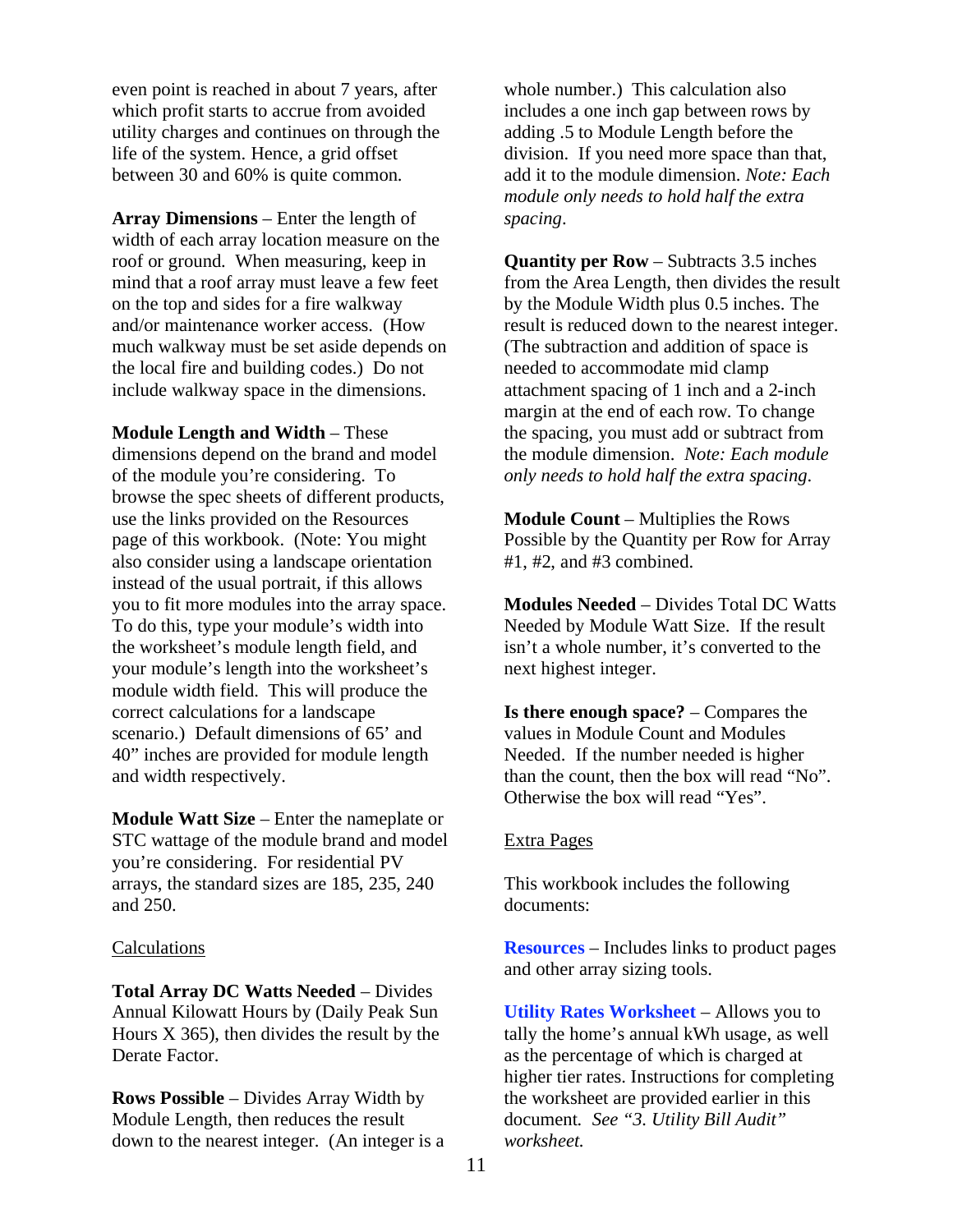even point is reached in about 7 years, after which profit starts to accrue from avoided utility charges and continues on through the life of the system. Hence, a grid offset between 30 and 60% is quite common.

**Array Dimensions** – Enter the length of width of each array location measure on the roof or ground. When measuring, keep in mind that a roof array must leave a few feet on the top and sides for a fire walkway and/or maintenance worker access. (How much walkway must be set aside depends on the local fire and building codes.) Do not include walkway space in the dimensions.

**Module Length and Width** – These dimensions depend on the brand and model of the module you're considering. To browse the spec sheets of different products, use the links provided on the Resources page of this workbook. (Note: You might also consider using a landscape orientation instead of the usual portrait, if this allows you to fit more modules into the array space. To do this, type your module's width into the worksheet's module length field, and your module's length into the worksheet's module width field. This will produce the correct calculations for a landscape scenario.) Default dimensions of 65' and 40" inches are provided for module length and width respectively.

**Module Watt Size** – Enter the nameplate or STC wattage of the module brand and model you're considering. For residential PV arrays, the standard sizes are 185, 235, 240 and 250.

Calculations

**Total Array DC Watts Needed** – Divides Annual Kilowatt Hours by (Daily Peak Sun Hours X 365), then divides the result by the Derate Factor.

**Rows Possible** – Divides Array Width by Module Length, then reduces the result down to the nearest integer. (An integer is a whole number.) This calculation also includes a one inch gap between rows by adding .5 to Module Length before the division. If you need more space than that, add it to the module dimension. *Note: Each module only needs to hold half the extra spacing*.

**Quantity per Row** – Subtracts 3.5 inches from the Area Length, then divides the result by the Module Width plus 0.5 inches. The result is reduced down to the nearest integer. (The subtraction and addition of space is needed to accommodate mid clamp attachment spacing of 1 inch and a 2-inch margin at the end of each row. To change the spacing, you must add or subtract from the module dimension. *Note: Each module only needs to hold half the extra spacing.*

**Module Count** – Multiplies the Rows Possible by the Quantity per Row for Array #1, #2, and #3 combined.

**Modules Needed** – Divides Total DC Watts Needed by Module Watt Size. If the result isn't a whole number, it's converted to the next highest integer.

**Is there enough space?** – Compares the values in Module Count and Modules Needed. If the number needed is higher than the count, then the box will read "No". Otherwise the box will read "Yes".

Extra Pages

This workbook includes the following documents:

**Resources** – Includes links to product pages and other array sizing tools.

**Utility Rates Worksheet** – Allows you to tally the home's annual kWh usage, as well as the percentage of which is charged at higher tier rates. Instructions for completing the worksheet are provided earlier in this document. *See "3. Utility Bill Audit" worksheet.*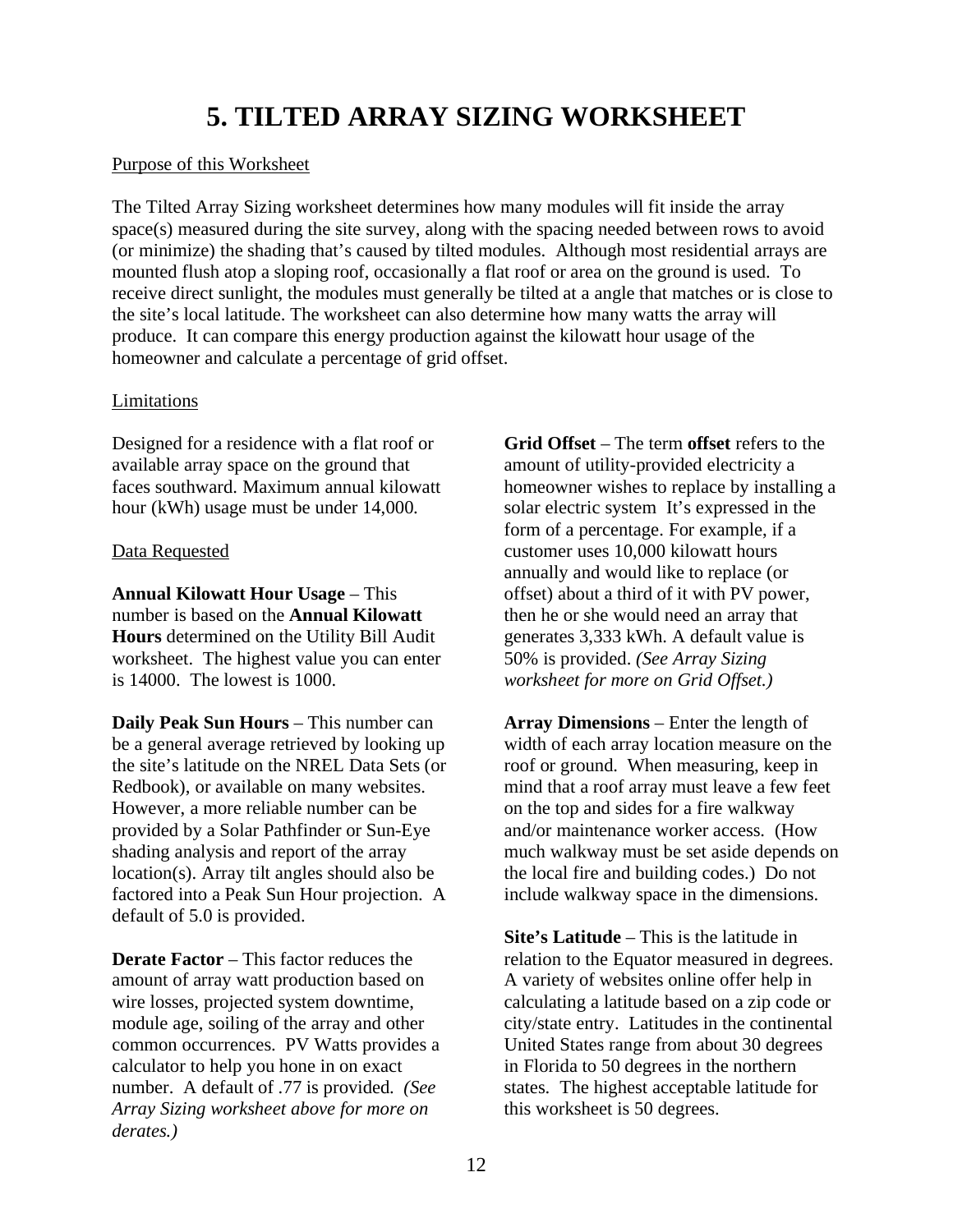# 5. TILTED ARRAY SIZING WORKSHEET

Purpose of this Worksheet

The Tilted Array Sizing worksheet determines how many modules will fit inside the array space(s) measured during the site survey, along with the spacing needed between rows to avoid (or minimize) the shading that's caused by tilted modules. Although most residential arrays are mounted flush atop a sloping roof, occasionally a flat roof or area on the ground is used. To receive direct sunlight, the modules must generally be tilted at a angle that matches or is close to the site's local latitude. The worksheet can also determine how many watts the array will produce. It can compare this energy production against the kilowatt hour usage of the homeowner and calculate a percentage of grid offset.

Limitations

Designed for a residence with a flat roof or available array space on the ground that faces southward. Maximum annual kilowatt hour (kWh) usage must be under 14,000.

Data Requested

**Annual Kilowatt Hour Usage** – This number is based on the **Annual Kilowatt Hours** determined on the Utility Bill Audit worksheet. The highest value you can enter is 14000. The lowest is 1000.

**Daily Peak Sun Hours** – This number can be a general average retrieved by looking up the site's latitude on the NREL Data Sets (or Redbook), or available on many websites. However, a more reliable number can be provided by a Solar Pathfinder or Sun-Eye shading analysis and report of the array location(s). Array tilt angles should also be factored into a Peak Sun Hour projection. A default of 5.0 is provided.

**Derate Factor** – This factor reduces the amount of array watt production based on wire losses, projected system downtime, module age, soiling of the array and other common occurrences. PV Watts provides a calculator to help you hone in on exact number. A default of .77 is provided. *(See Array Sizing worksheet above for more on derates.)*

**Grid Offset** – The term **offset** refers to the amount of utility-provided electricity a homeowner wishes to replace by installing a solar electric system It's expressed in the form of a percentage. For example, if a customer uses 10,000 kilowatt hours annually and would like to replace (or offset) about a third of it with PV power, then he or she would need an array that generates 3,333 kWh. A default value is 50% is provided. *(See Array Sizing worksheet for more on Grid Offset.)*

**Array Dimensions** – Enter the length of width of each array location measure on the roof or ground. When measuring, keep in mind that a roof array must leave a few feet on the top and sides for a fire walkway and/or maintenance worker access. (How much walkway must be set aside depends on the local fire and building codes.) Do not include walkway space in the dimensions.

**Site's Latitude** – This is the latitude in relation to the Equator measured in degrees. A variety of websites online offer help in calculating a latitude based on a zip code or city/state entry. Latitudes in the continental United States range from about 30 degrees in Florida to 50 degrees in the northern states. The highest acceptable latitude for this worksheet is 50 degrees.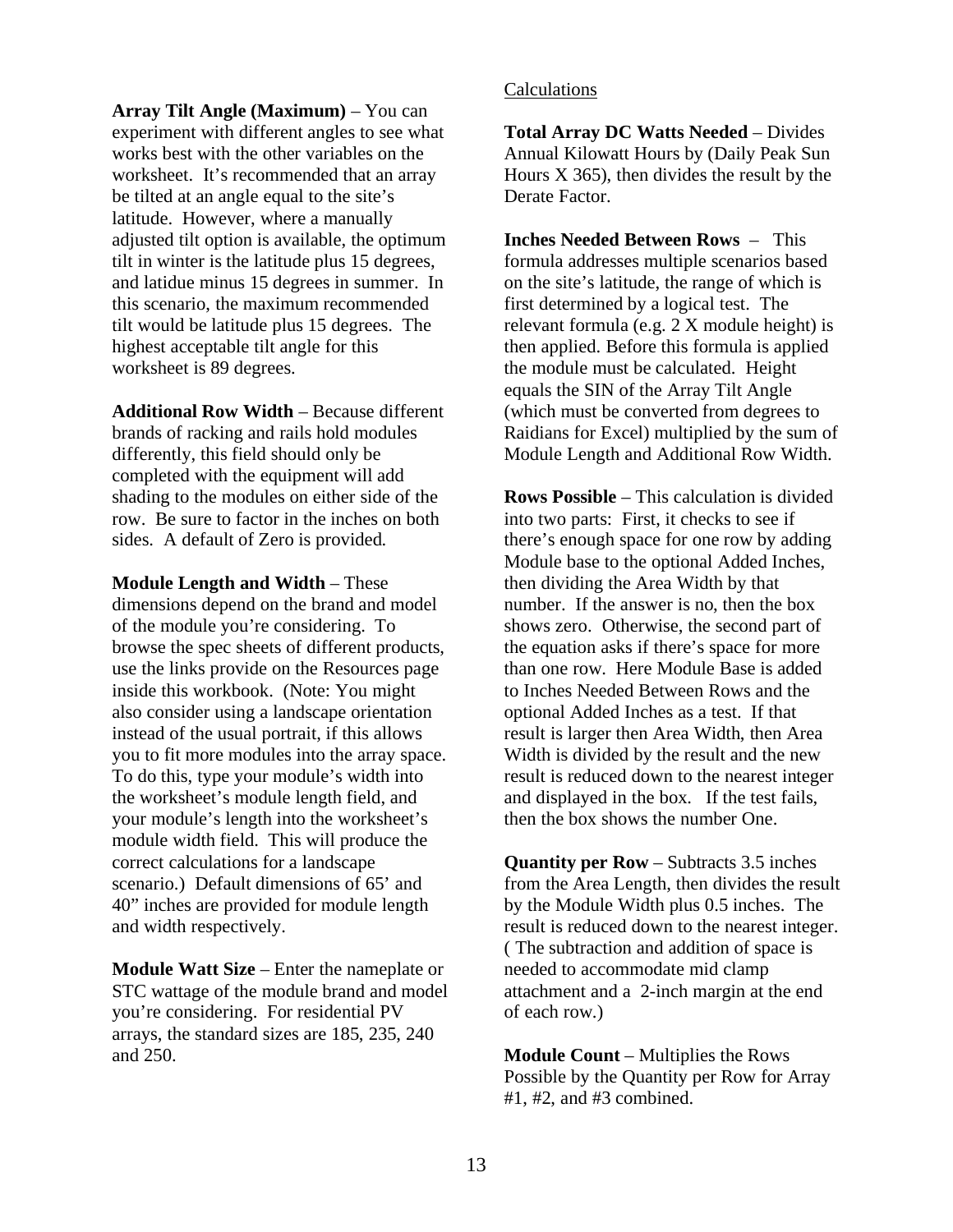**Array Tilt Angle (Maximum)** – You can experiment with different angles to see what works best with the other variables on the worksheet. It's recommended that an array be tilted at an angle equal to the site's latitude. However, where a manually adjusted tilt option is available, the optimum tilt in winter is the latitude plus 15 degrees, and latidue minus 15 degrees in summer. In this scenario, the maximum recommended tilt would be latitude plus 15 degrees. The highest acceptable tilt angle for this worksheet is 89 degrees.

**Additional Row Width** – Because different brands of racking and rails hold modules differently, this field should only be completed with the equipment will add shading to the modules on either side of the row. Be sure to factor in the inches on both sides. A default of Zero is provided.

**Module Length and Width** – These dimensions depend on the brand and model of the module you're considering. To browse the spec sheets of different products, use the links provide on the Resources page inside this workbook. (Note: You might also consider using a landscape orientation instead of the usual portrait, if this allows you to fit more modules into the array space. To do this, type your module's width into the worksheet's module length field, and your module's length into the worksheet's module width field. This will produce the correct calculations for a landscape scenario.) Default dimensions of 65' and 40" inches are provided for module length and width respectively.

**Module Watt Size** – Enter the nameplate or STC wattage of the module brand and model you're considering. For residential PV arrays, the standard sizes are 185, 235, 240 and 250.

Calculations

**Total Array DC Watts Needed** – Divides Annual Kilowatt Hours by (Daily Peak Sun Hours X 365), then divides the result by the Derate Factor.

**Inches Needed Between Rows** – This formula addresses multiple scenarios based on the site's latitude, the range of which is first determined by a logical test. The relevant formula (e.g. 2 X module height) is then applied. Before this formula is applied the module must be calculated. Height equals the SIN of the Array Tilt Angle (which must be converted from degrees to Raidians for Excel) multiplied by the sum of Module Length and Additional Row Width.

**Rows Possible** – This calculation is divided into two parts: First, it checks to see if there's enough space for one row by adding Module base to the optional Added Inches, then dividing the Area Width by that number. If the answer is no, then the box shows zero. Otherwise, the second part of the equation asks if there's space for more than one row. Here Module Base is added to Inches Needed Between Rows and the optional Added Inches as a test. If that result is larger then Area Width, then Area Width is divided by the result and the new result is reduced down to the nearest integer and displayed in the box. If the test fails, then the box shows the number One.

**Quantity per Row** – Subtracts 3.5 inches from the Area Length, then divides the result by the Module Width plus 0.5 inches. The result is reduced down to the nearest integer. ( The subtraction and addition of space is needed to accommodate mid clamp attachment and a 2-inch margin at the end of each row.)

**Module Count** – Multiplies the Rows Possible by the Quantity per Row for Array #1, #2, and #3 combined.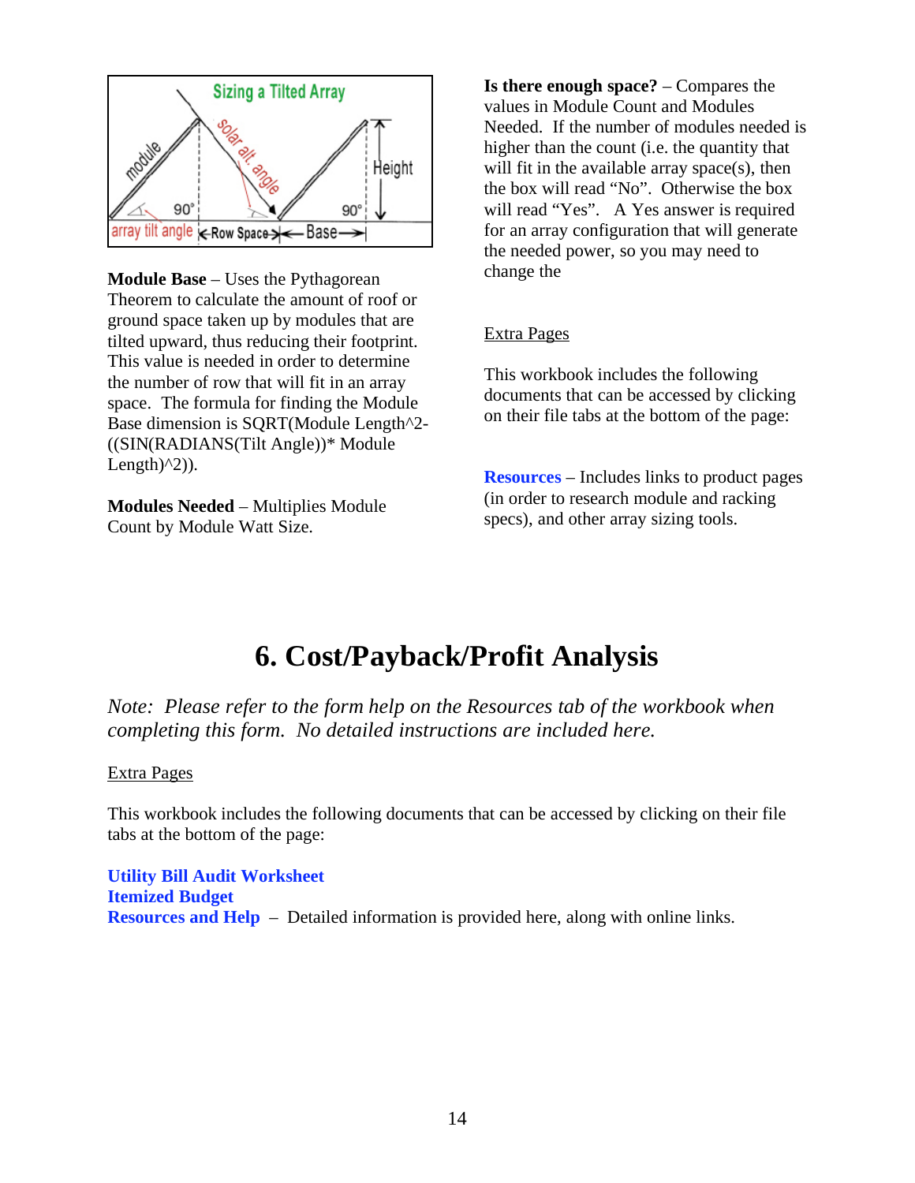**Module Base** – Uses the Pythagorean Theorem to calculate the amount of roof or ground space taken up by modules that are tilted upward, thus reducing their footprint. This value is needed in order to determine the number of row that will fit in an array space. The formula for finding the Module Base dimension is SQRT(Module Length^2-((SIN(RADIANS(Tilt Angle))* Module Length)^2)).

**Modules Needed** – Multiplies Module Count by Module Watt Size.

**Is there enough space?** – Compares the values in Module Count and Modules Needed. If the number of modules needed is higher than the count (i.e. the quantity that will fit in the available array space(s), then the box will read "No". Otherwise the box will read "Yes". A Yes answer is required for an array configuration that will generate the needed power, so you may need to change the

Extra Pages

This workbook includes the following documents that can be accessed by clicking on their file tabs at the bottom of the page:

**Resources** – Includes links to product pages (in order to research module and racking specs), and other array sizing tools.

# 6. Cost/Payback/Profit Analysis

*Note: Please refer to the form help on the Resources tab of the workbook when completing this form. No detailed instructions are included here.*

Extra Pages

This workbook includes the following documents that can be accessed by clicking on their file tabs at the bottom of the page:

**Utility Bill Audit Worksheet**
**Itemized Budget**
**Resources and Help** – Detailed information is provided here, along with online links.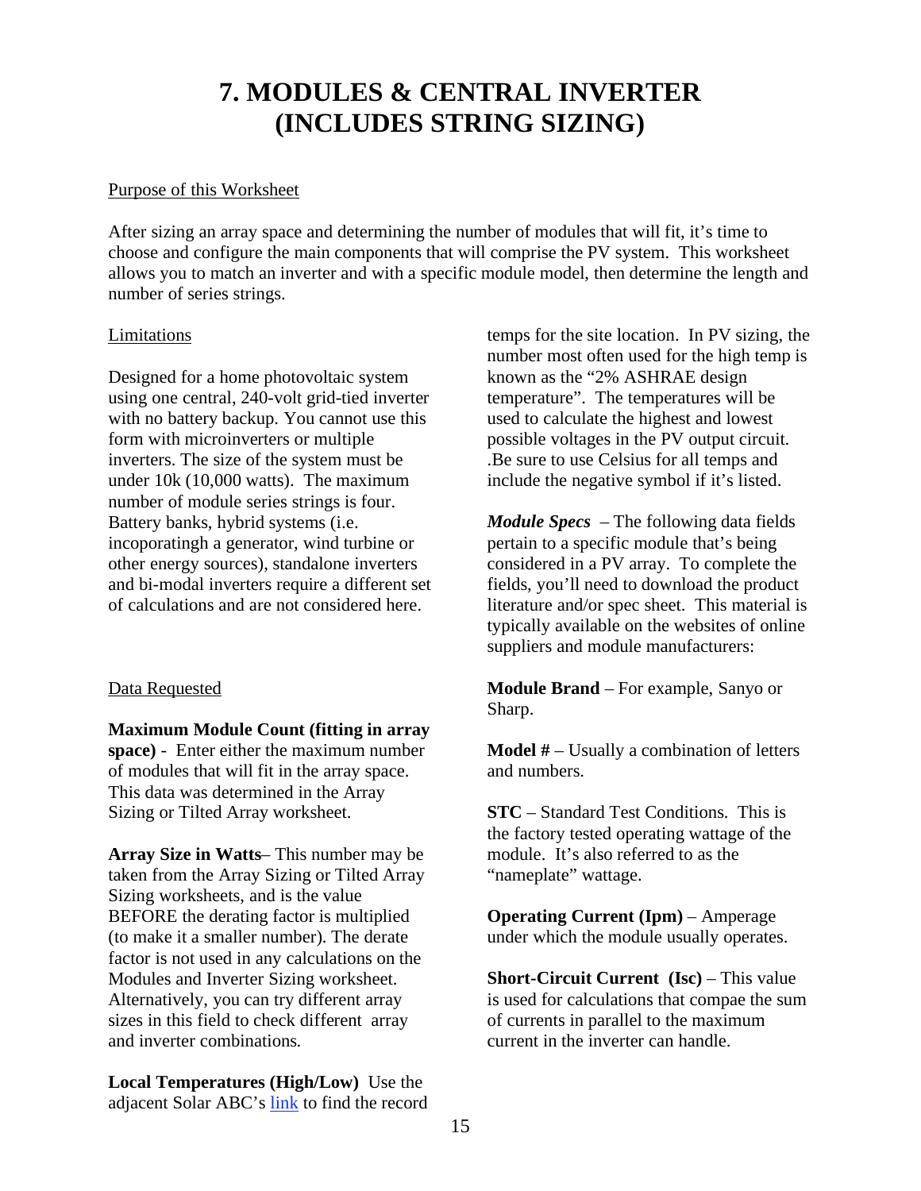# 7. MODULES & CENTRAL INVERTER (INCLUDES STRING SIZING)

Purpose of this Worksheet

After sizing an array space and determining the number of modules that will fit, it's time to choose and configure the main components that will comprise the PV system. This worksheet allows you to match an inverter and with a specific module model, then determine the length and number of series strings.

Limitations

Designed for a home photovoltaic system using one central, 240-volt grid-tied inverter with no battery backup. You cannot use this form with microinverters or multiple inverters. The size of the system must be under 10k (10,000 watts). The maximum number of module series strings is four. Battery banks, hybrid systems (i.e. incoporatingh a generator, wind turbine or other energy sources), standalone inverters and bi-modal inverters require a different set of calculations and are not considered here.

Data Requested

**Maximum Module Count (fitting in array space)** - Enter either the maximum number of modules that will fit in the array space. This data was determined in the Array Sizing or Tilted Array worksheet.

**Array Size in Watts**– This number may be taken from the Array Sizing or Tilted Array Sizing worksheets, and is the value BEFORE the derating factor is multiplied (to make it a smaller number). The derate factor is not used in any calculations on the Modules and Inverter Sizing worksheet. Alternatively, you can try different array sizes in this field to check different array and inverter combinations.

**Local Temperatures (High/Low)** Use the adjacent Solar ABC's link to find the record temps for the site location. In PV sizing, the number most often used for the high temp is known as the "2% ASHRAE design temperature". The temperatures will be used to calculate the highest and lowest possible voltages in the PV output circuit. .Be sure to use Celsius for all temps and include the negative symbol if it's listed.

***Module Specs*** – The following data fields pertain to a specific module that's being considered in a PV array. To complete the fields, you'll need to download the product literature and/or spec sheet. This material is typically available on the websites of online suppliers and module manufacturers:

**Module Brand** – For example, Sanyo or Sharp.

**Model #** – Usually a combination of letters and numbers.

**STC** – Standard Test Conditions. This is the factory tested operating wattage of the module. It's also referred to as the "nameplate" wattage.

**Operating Current (Ipm)** – Amperage under which the module usually operates.

**Short-Circuit Current (Isc)** – This value is used for calculations that compae the sum of currents in parallel to the maximum current in the inverter can handle.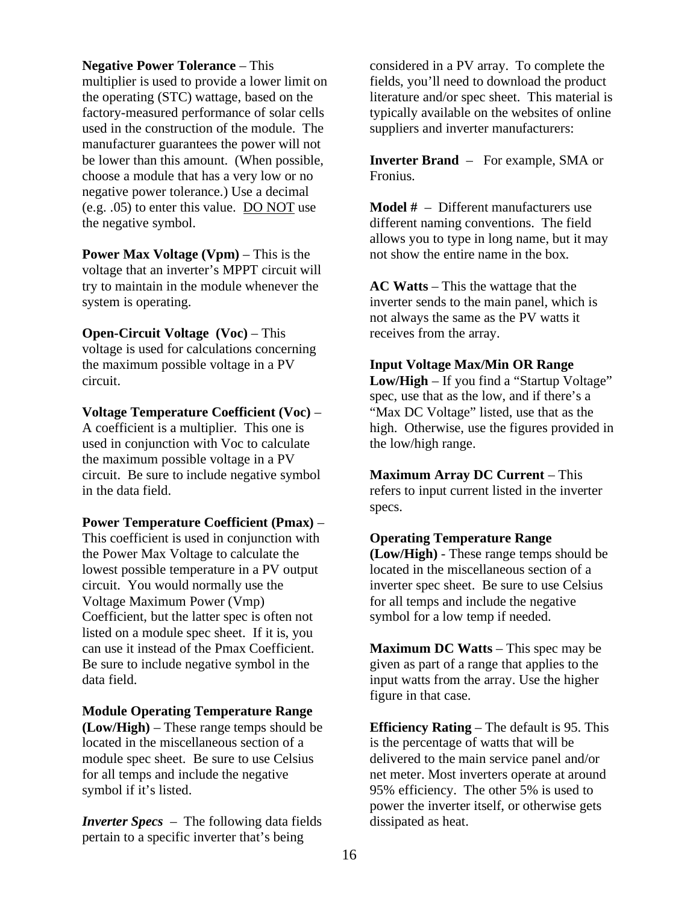**Negative Power Tolerance** – This multiplier is used to provide a lower limit on the operating (STC) wattage, based on the factory-measured performance of solar cells used in the construction of the module. The manufacturer guarantees the power will not be lower than this amount. (When possible, choose a module that has a very low or no negative power tolerance.) Use a decimal (e.g. .05) to enter this value. <u>DO NOT</u> use the negative symbol.

**Power Max Voltage (Vpm)** – This is the voltage that an inverter's MPPT circuit will try to maintain in the module whenever the system is operating.

**Open-Circuit Voltage (Voc)** – This voltage is used for calculations concerning the maximum possible voltage in a PV circuit.

**Voltage Temperature Coefficient (Voc)** – A coefficient is a multiplier. This one is used in conjunction with Voc to calculate the maximum possible voltage in a PV circuit. Be sure to include negative symbol in the data field.

**Power Temperature Coefficient (Pmax)** – This coefficient is used in conjunction with the Power Max Voltage to calculate the lowest possible temperature in a PV output circuit. You would normally use the Voltage Maximum Power (Vmp) Coefficient, but the latter spec is often not listed on a module spec sheet. If it is, you can use it instead of the Pmax Coefficient. Be sure to include negative symbol in the data field.

**Module Operating Temperature Range (Low/High)** – These range temps should be located in the miscellaneous section of a module spec sheet. Be sure to use Celsius for all temps and include the negative symbol if it's listed.

***Inverter Specs*** – The following data fields pertain to a specific inverter that's being considered in a PV array. To complete the fields, you'll need to download the product literature and/or spec sheet. This material is typically available on the websites of online suppliers and inverter manufacturers:

**Inverter Brand** – For example, SMA or Fronius.

**Model #** – Different manufacturers use different naming conventions. The field allows you to type in long name, but it may not show the entire name in the box.

**AC Watts** – This the wattage that the inverter sends to the main panel, which is not always the same as the PV watts it receives from the array.

**Input Voltage Max/Min OR Range Low/High** – If you find a "Startup Voltage" spec, use that as the low, and if there's a "Max DC Voltage" listed, use that as the high. Otherwise, use the figures provided in the low/high range.

**Maximum Array DC Current** – This refers to input current listed in the inverter specs.

**Operating Temperature Range (Low/High)** - These range temps should be located in the miscellaneous section of a inverter spec sheet. Be sure to use Celsius for all temps and include the negative symbol for a low temp if needed.

**Maximum DC Watts** – This spec may be given as part of a range that applies to the input watts from the array. Use the higher figure in that case.

**Efficiency Rating** – The default is 95. This is the percentage of watts that will be delivered to the main service panel and/or net meter. Most inverters operate at around 95% efficiency. The other 5% is used to power the inverter itself, or otherwise gets dissipated as heat.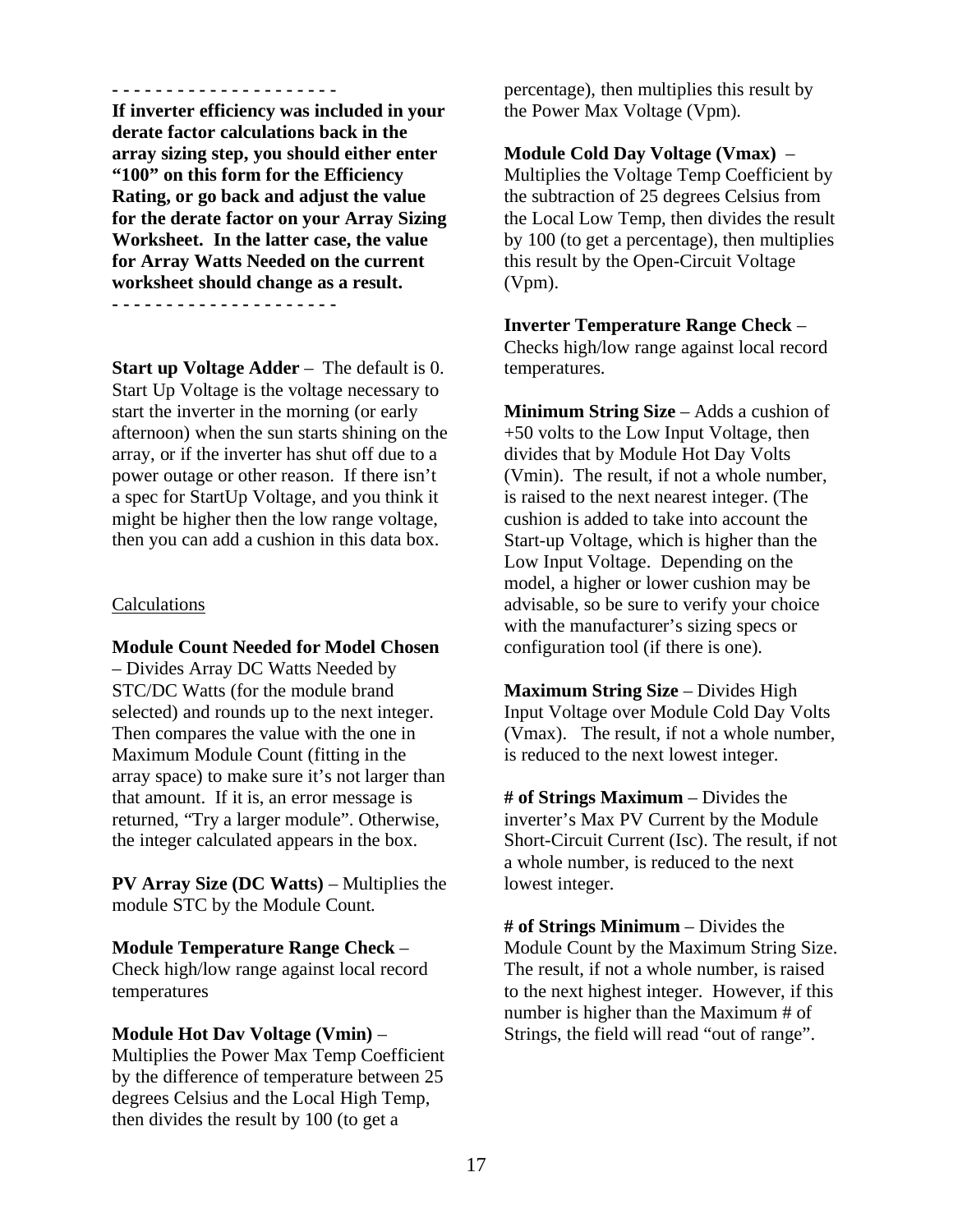- - - - - - - - - - - - - - - - - - - - -

**If inverter efficiency was included in your derate factor calculations back in the array sizing step, you should either enter "100" on this form for the Efficiency Rating, or go back and adjust the value for the derate factor on your Array Sizing Worksheet. In the latter case, the value for Array Watts Needed on the current worksheet should change as a result.**

- - - - - - - - - - - - - - - - - - - - -

**Start up Voltage Adder** – The default is 0. Start Up Voltage is the voltage necessary to start the inverter in the morning (or early afternoon) when the sun starts shining on the array, or if the inverter has shut off due to a power outage or other reason. If there isn't a spec for StartUp Voltage, and you think it might be higher then the low range voltage, then you can add a cushion in this data box.

Calculations

**Module Count Needed for Model Chosen** – Divides Array DC Watts Needed by STC/DC Watts (for the module brand selected) and rounds up to the next integer. Then compares the value with the one in Maximum Module Count (fitting in the array space) to make sure it's not larger than that amount. If it is, an error message is returned, "Try a larger module". Otherwise, the integer calculated appears in the box.

**PV Array Size (DC Watts)** – Multiplies the module STC by the Module Count.

**Module Temperature Range Check** – Check high/low range against local record temperatures

**Module Hot Dav Voltage (Vmin)** – Multiplies the Power Max Temp Coefficient by the difference of temperature between 25 degrees Celsius and the Local High Temp, then divides the result by 100 (to get a percentage), then multiplies this result by the Power Max Voltage (Vpm).

**Module Cold Day Voltage (Vmax)** – Multiplies the Voltage Temp Coefficient by the subtraction of 25 degrees Celsius from the Local Low Temp, then divides the result by 100 (to get a percentage), then multiplies this result by the Open-Circuit Voltage (Vpm).

**Inverter Temperature Range Check** – Checks high/low range against local record temperatures.

**Minimum String Size** – Adds a cushion of +50 volts to the Low Input Voltage, then divides that by Module Hot Day Volts (Vmin). The result, if not a whole number, is raised to the next nearest integer. (The cushion is added to take into account the Start-up Voltage, which is higher than the Low Input Voltage. Depending on the model, a higher or lower cushion may be advisable, so be sure to verify your choice with the manufacturer's sizing specs or configuration tool (if there is one).

**Maximum String Size** – Divides High Input Voltage over Module Cold Day Volts (Vmax). The result, if not a whole number, is reduced to the next lowest integer.

**# of Strings Maximum** – Divides the inverter's Max PV Current by the Module Short-Circuit Current (Isc). The result, if not a whole number, is reduced to the next lowest integer.

**# of Strings Minimum** – Divides the Module Count by the Maximum String Size. The result, if not a whole number, is raised to the next highest integer. However, if this number is higher than the Maximum # of Strings, the field will read "out of range".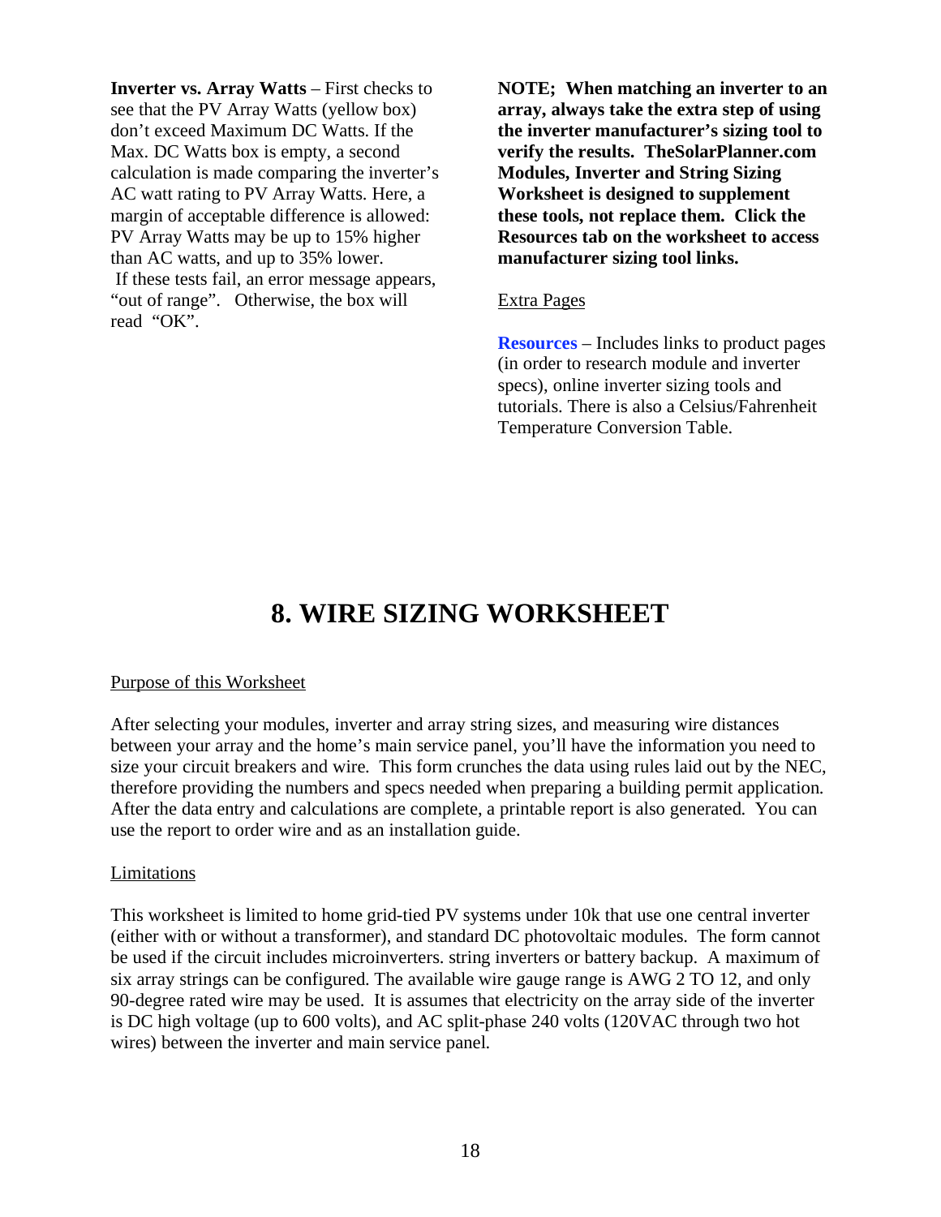**Inverter vs. Array Watts** – First checks to see that the PV Array Watts (yellow box) don't exceed Maximum DC Watts. If the Max. DC Watts box is empty, a second calculation is made comparing the inverter's AC watt rating to PV Array Watts. Here, a margin of acceptable difference is allowed: PV Array Watts may be up to 15% higher than AC watts, and up to 35% lower. If these tests fail, an error message appears, "out of range". Otherwise, the box will read "OK".

**NOTE; When matching an inverter to an array, always take the extra step of using the inverter manufacturer's sizing tool to verify the results. TheSolarPlanner.com Modules, Inverter and String Sizing Worksheet is designed to supplement these tools, not replace them. Click the Resources tab on the worksheet to access manufacturer sizing tool links.**

Extra Pages

**Resources** – Includes links to product pages (in order to research module and inverter specs), online inverter sizing tools and tutorials. There is also a Celsius/Fahrenheit Temperature Conversion Table.

# 8. WIRE SIZING WORKSHEET

Purpose of this Worksheet

After selecting your modules, inverter and array string sizes, and measuring wire distances between your array and the home's main service panel, you'll have the information you need to size your circuit breakers and wire. This form crunches the data using rules laid out by the NEC, therefore providing the numbers and specs needed when preparing a building permit application. After the data entry and calculations are complete, a printable report is also generated. You can use the report to order wire and as an installation guide.

Limitations

This worksheet is limited to home grid-tied PV systems under 10k that use one central inverter (either with or without a transformer), and standard DC photovoltaic modules. The form cannot be used if the circuit includes microinverters. string inverters or battery backup. A maximum of six array strings can be configured. The available wire gauge range is AWG 2 TO 12, and only 90-degree rated wire may be used. It is assumes that electricity on the array side of the inverter is DC high voltage (up to 600 volts), and AC split-phase 240 volts (120VAC through two hot wires) between the inverter and main service panel.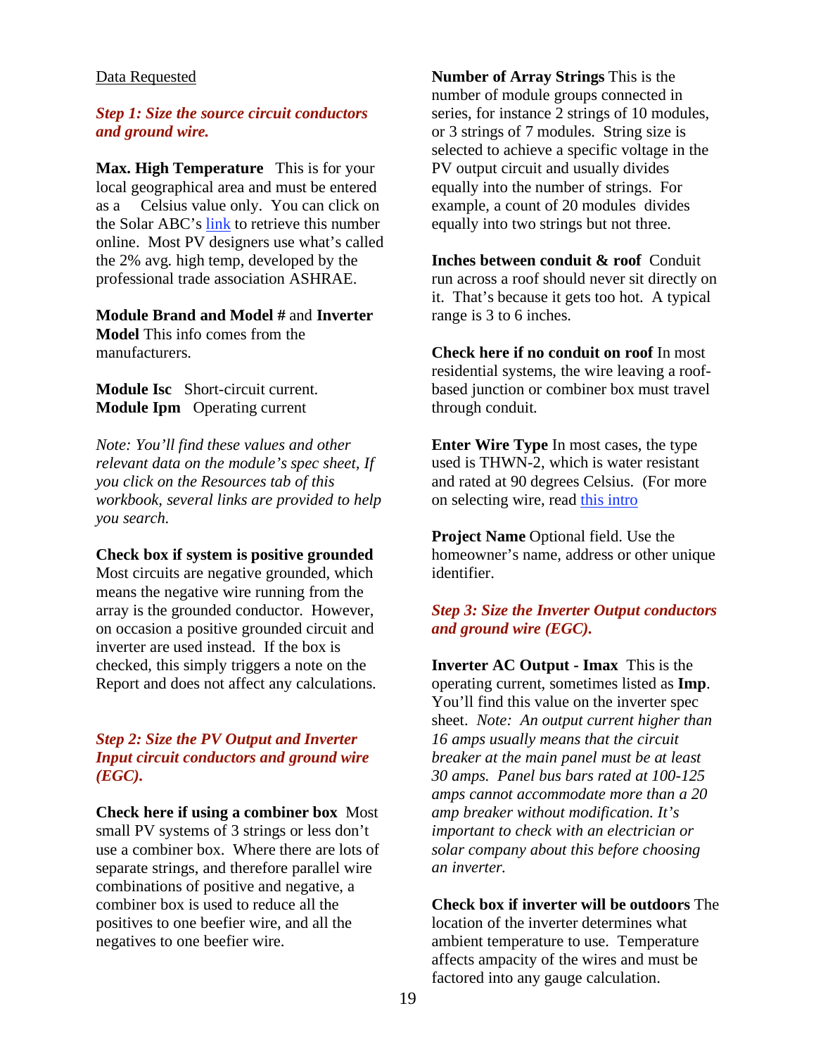Data Requested

***Step 1: Size the source circuit conductors and ground wire.***

**Max. High Temperature** This is for your local geographical area and must be entered as a Celsius value only. You can click on the Solar ABC's link to retrieve this number online. Most PV designers use what's called the 2% avg. high temp, developed by the professional trade association ASHRAE.

**Module Brand and Model #** and **Inverter Model** This info comes from the manufacturers.

**Module Isc** Short-circuit current.
**Module Ipm** Operating current

*Note: You'll find these values and other relevant data on the module's spec sheet, If you click on the Resources tab of this workbook, several links are provided to help you search.*

**Check box if system is positive grounded** Most circuits are negative grounded, which means the negative wire running from the array is the grounded conductor. However, on occasion a positive grounded circuit and inverter are used instead. If the box is checked, this simply triggers a note on the Report and does not affect any calculations.

***Step 2: Size the PV Output and Inverter Input circuit conductors and ground wire (EGC).***

**Check here if using a combiner box** Most small PV systems of 3 strings or less don't use a combiner box. Where there are lots of separate strings, and therefore parallel wire combinations of positive and negative, a combiner box is used to reduce all the positives to one beefier wire, and all the negatives to one beefier wire.

**Number of Array Strings** This is the number of module groups connected in series, for instance 2 strings of 10 modules, or 3 strings of 7 modules. String size is selected to achieve a specific voltage in the PV output circuit and usually divides equally into the number of strings. For example, a count of 20 modules divides equally into two strings but not three.

**Inches between conduit & roof** Conduit run across a roof should never sit directly on it. That's because it gets too hot. A typical range is 3 to 6 inches.

**Check here if no conduit on roof** In most residential systems, the wire leaving a roof-based junction or combiner box must travel through conduit.

**Enter Wire Type** In most cases, the type used is THWN-2, which is water resistant and rated at 90 degrees Celsius. (For more on selecting wire, read this intro

**Project Name** Optional field. Use the homeowner's name, address or other unique identifier.

***Step 3: Size the Inverter Output conductors and ground wire (EGC).***

**Inverter AC Output - Imax** This is the operating current, sometimes listed as **Imp**. You'll find this value on the inverter spec sheet. *Note: An output current higher than 16 amps usually means that the circuit breaker at the main panel must be at least 30 amps. Panel bus bars rated at 100-125 amps cannot accommodate more than a 20 amp breaker without modification. It's important to check with an electrician or solar company about this before choosing an inverter.*

**Check box if inverter will be outdoors** The location of the inverter determines what ambient temperature to use. Temperature affects ampacity of the wires and must be factored into any gauge calculation.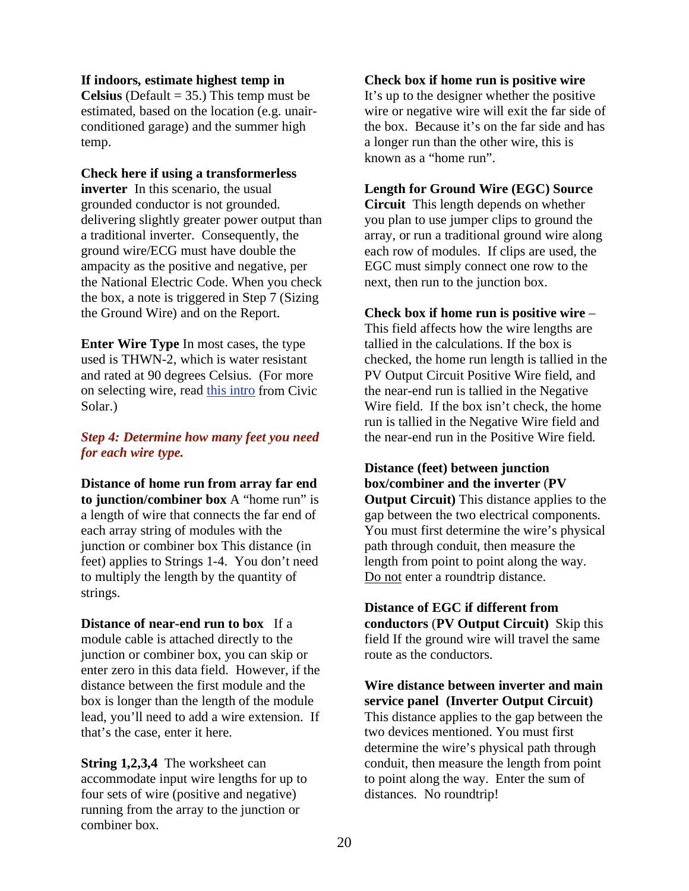**If indoors, estimate highest temp in Celsius** (Default = 35.) This temp must be estimated, based on the location (e.g. unair-conditioned garage) and the summer high temp.

**Check here if using a transformerless inverter** In this scenario, the usual grounded conductor is not grounded. delivering slightly greater power output than a traditional inverter. Consequently, the ground wire/ECG must have double the ampacity as the positive and negative, per the National Electric Code. When you check the box, a note is triggered in Step 7 (Sizing the Ground Wire) and on the Report.

**Enter Wire Type** In most cases, the type used is THWN-2, which is water resistant and rated at 90 degrees Celsius. (For more on selecting wire, read this intro from Civic Solar.)

***Step 4: Determine how many feet you need for each wire type.***

**Distance of home run from array far end to junction/combiner box** A "home run" is a length of wire that connects the far end of each array string of modules with the junction or combiner box This distance (in feet) applies to Strings 1-4. You don't need to multiply the length by the quantity of strings.

**Distance of near-end run to box** If a module cable is attached directly to the junction or combiner box, you can skip or enter zero in this data field. However, if the distance between the first module and the box is longer than the length of the module lead, you'll need to add a wire extension. If that's the case, enter it here.

**String 1,2,3,4** The worksheet can accommodate input wire lengths for up to four sets of wire (positive and negative) running from the array to the junction or combiner box.

**Check box if home run is positive wire** It's up to the designer whether the positive wire or negative wire will exit the far side of the box. Because it's on the far side and has a longer run than the other wire, this is known as a "home run".

**Length for Ground Wire (EGC) Source Circuit** This length depends on whether you plan to use jumper clips to ground the array, or run a traditional ground wire along each row of modules. If clips are used, the EGC must simply connect one row to the next, then run to the junction box.

**Check box if home run is positive wire** – This field affects how the wire lengths are tallied in the calculations. If the box is checked, the home run length is tallied in the PV Output Circuit Positive Wire field, and the near-end run is tallied in the Negative Wire field. If the box isn't check, the home run is tallied in the Negative Wire field and the near-end run in the Positive Wire field.

**Distance (feet) between junction box/combiner and the inverter (PV Output Circuit)** This distance applies to the gap between the two electrical components. You must first determine the wire's physical path through conduit, then measure the length from point to point along the way. Do not enter a roundtrip distance.

**Distance of EGC if different from conductors (PV Output Circuit)** Skip this field If the ground wire will travel the same route as the conductors.

**Wire distance between inverter and main service panel (Inverter Output Circuit)** This distance applies to the gap between the two devices mentioned. You must first determine the wire's physical path through conduit, then measure the length from point to point along the way. Enter the sum of distances. No roundtrip!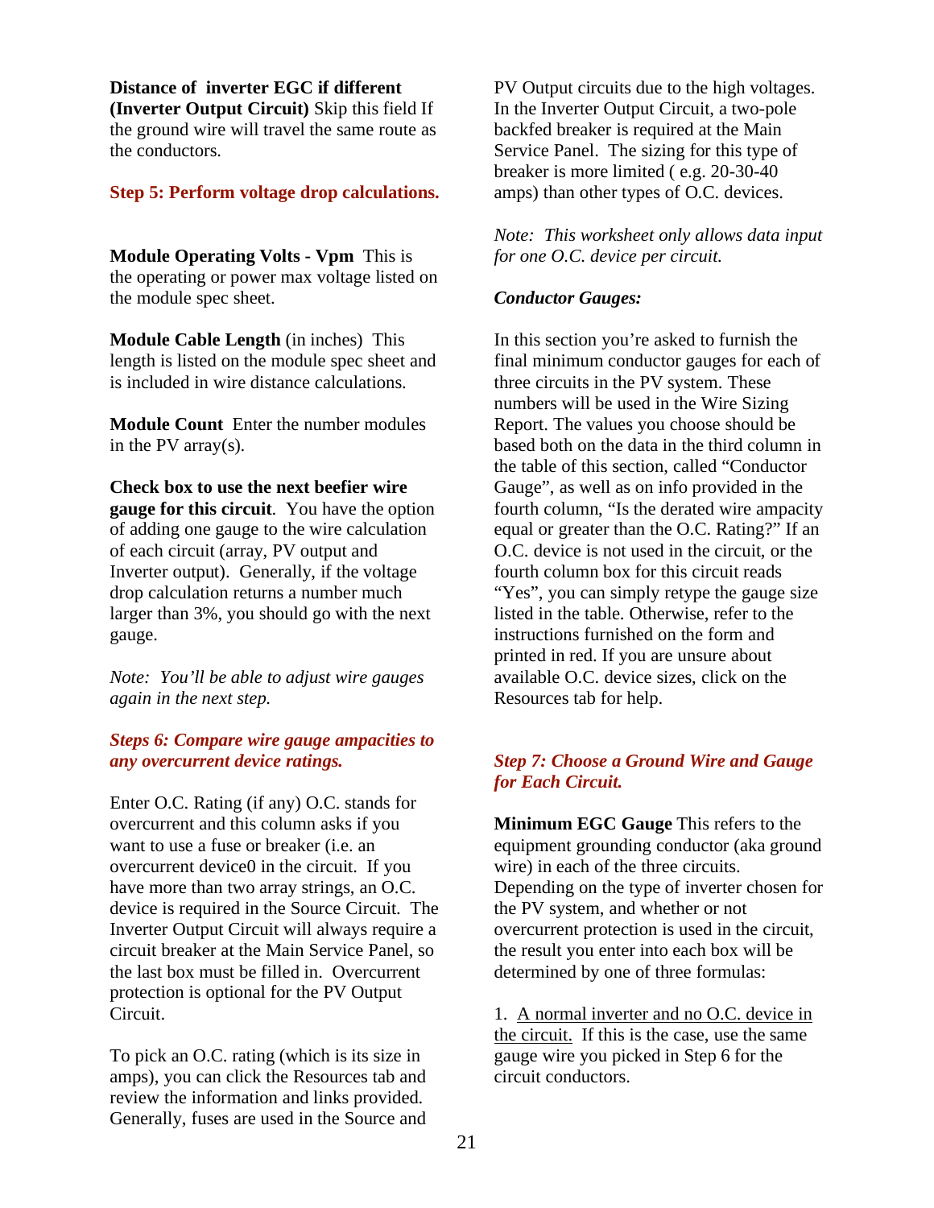**Distance of inverter EGC if different (Inverter Output Circuit)** Skip this field If the ground wire will travel the same route as the conductors.

## Step 5: Perform voltage drop calculations.

**Module Operating Volts - Vpm** This is the operating or power max voltage listed on the module spec sheet.

**Module Cable Length** (in inches) This length is listed on the module spec sheet and is included in wire distance calculations.

**Module Count** Enter the number modules in the PV array(s).

**Check box to use the next beefier wire gauge for this circuit**. You have the option of adding one gauge to the wire calculation of each circuit (array, PV output and Inverter output). Generally, if the voltage drop calculation returns a number much larger than 3%, you should go with the next gauge.

*Note: You'll be able to adjust wire gauges again in the next step.*

## *Steps 6: Compare wire gauge ampacities to any overcurrent device ratings.*

Enter O.C. Rating (if any) O.C. stands for overcurrent and this column asks if you want to use a fuse or breaker (i.e. an overcurrent device0 in the circuit. If you have more than two array strings, an O.C. device is required in the Source Circuit. The Inverter Output Circuit will always require a circuit breaker at the Main Service Panel, so the last box must be filled in. Overcurrent protection is optional for the PV Output Circuit.

To pick an O.C. rating (which is its size in amps), you can click the Resources tab and review the information and links provided. Generally, fuses are used in the Source and PV Output circuits due to the high voltages. In the Inverter Output Circuit, a two-pole backfed breaker is required at the Main Service Panel. The sizing for this type of breaker is more limited ( e.g. 20-30-40 amps) than other types of O.C. devices.

*Note: This worksheet only allows data input for one O.C. device per circuit.*

***Conductor Gauges:***

In this section you're asked to furnish the final minimum conductor gauges for each of three circuits in the PV system. These numbers will be used in the Wire Sizing Report. The values you choose should be based both on the data in the third column in the table of this section, called "Conductor Gauge", as well as on info provided in the fourth column, "Is the derated wire ampacity equal or greater than the O.C. Rating?" If an O.C. device is not used in the circuit, or the fourth column box for this circuit reads "Yes", you can simply retype the gauge size listed in the table. Otherwise, refer to the instructions furnished on the form and printed in red. If you are unsure about available O.C. device sizes, click on the Resources tab for help.

## *Step 7: Choose a Ground Wire and Gauge for Each Circuit.*

**Minimum EGC Gauge** This refers to the equipment grounding conductor (aka ground wire) in each of the three circuits. Depending on the type of inverter chosen for the PV system, and whether or not overcurrent protection is used in the circuit, the result you enter into each box will be determined by one of three formulas:

1. <u>A normal inverter and no O.C. device in the circuit.</u> If this is the case, use the same gauge wire you picked in Step 6 for the circuit conductors.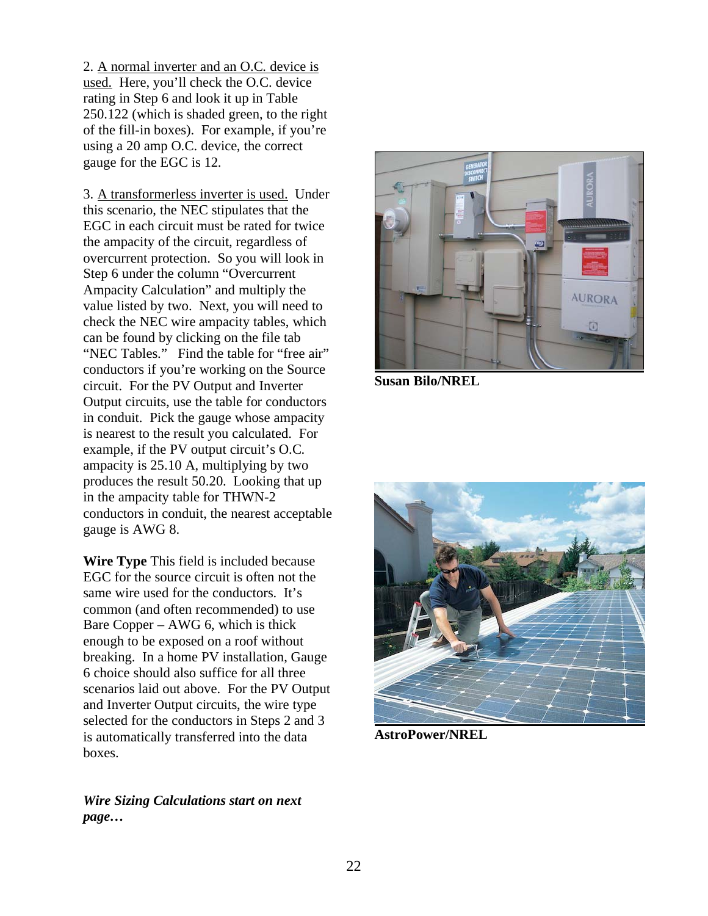2. <u>A normal inverter and an O.C. device is used.</u> Here, you'll check the O.C. device rating in Step 6 and look it up in Table 250.122 (which is shaded green, to the right of the fill-in boxes). For example, if you're using a 20 amp O.C. device, the correct gauge for the EGC is 12.

3. <u>A transformerless inverter is used.</u> Under this scenario, the NEC stipulates that the EGC in each circuit must be rated for twice the ampacity of the circuit, regardless of overcurrent protection. So you will look in Step 6 under the column "Overcurrent Ampacity Calculation" and multiply the value listed by two. Next, you will need to check the NEC wire ampacity tables, which can be found by clicking on the file tab "NEC Tables." Find the table for "free air" conductors if you're working on the Source circuit. For the PV Output and Inverter Output circuits, use the table for conductors in conduit. Pick the gauge whose ampacity is nearest to the result you calculated. For example, if the PV output circuit's O.C. ampacity is 25.10 A, multiplying by two produces the result 50.20. Looking that up in the ampacity table for THWN-2 conductors in conduit, the nearest acceptable gauge is AWG 8.

**Wire Type** This field is included because EGC for the source circuit is often not the same wire used for the conductors. It's common (and often recommended) to use Bare Copper – AWG 6, which is thick enough to be exposed on a roof without breaking. In a home PV installation, Gauge 6 choice should also suffice for all three scenarios laid out above. For the PV Output and Inverter Output circuits, the wire type selected for the conductors in Steps 2 and 3 is automatically transferred into the data boxes.

***Wire Sizing Calculations start on next page…***

**Susan Bilo/NREL**

**AstroPower/NREL**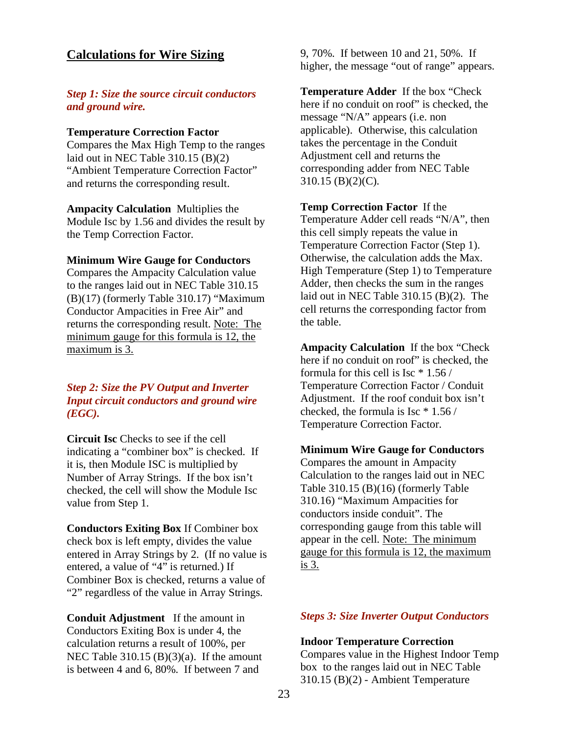## Calculations for Wire Sizing

*Step 1: Size the source circuit conductors and ground wire.*

**Temperature Correction Factor**
Compares the Max High Temp to the ranges laid out in NEC Table 310.15 (B)(2) "Ambient Temperature Correction Factor" and returns the corresponding result.

**Ampacity Calculation** Multiplies the Module Isc by 1.56 and divides the result by the Temp Correction Factor.

**Minimum Wire Gauge for Conductors**
Compares the Ampacity Calculation value to the ranges laid out in NEC Table 310.15 (B)(17) (formerly Table 310.17) "Maximum Conductor Ampacities in Free Air" and returns the corresponding result. <u>Note: The minimum gauge for this formula is 12, the maximum is 3.</u>

*Step 2: Size the PV Output and Inverter Input circuit conductors and ground wire (EGC).*

**Circuit Isc** Checks to see if the cell indicating a "combiner box" is checked. If it is, then Module ISC is multiplied by Number of Array Strings. If the box isn't checked, the cell will show the Module Isc value from Step 1.

**Conductors Exiting Box** If Combiner box check box is left empty, divides the value entered in Array Strings by 2. (If no value is entered, a value of "4" is returned.) If Combiner Box is checked, returns a value of "2" regardless of the value in Array Strings.

**Conduit Adjustment** If the amount in Conductors Exiting Box is under 4, the calculation returns a result of 100%, per NEC Table 310.15 (B)(3)(a). If the amount is between 4 and 6, 80%. If between 7 and 9, 70%. If between 10 and 21, 50%. If higher, the message "out of range" appears.

**Temperature Adder** If the box "Check here if no conduit on roof" is checked, the message "N/A" appears (i.e. non applicable). Otherwise, this calculation takes the percentage in the Conduit Adjustment cell and returns the corresponding adder from NEC Table 310.15 (B)(2)(C).

**Temp Correction Factor** If the Temperature Adder cell reads "N/A", then this cell simply repeats the value in Temperature Correction Factor (Step 1). Otherwise, the calculation adds the Max. High Temperature (Step 1) to Temperature Adder, then checks the sum in the ranges laid out in NEC Table 310.15 (B)(2). The cell returns the corresponding factor from the table.

**Ampacity Calculation** If the box "Check here if no conduit on roof" is checked, the formula for this cell is Isc * 1.56 / Temperature Correction Factor / Conduit Adjustment. If the roof conduit box isn't checked, the formula is Isc * 1.56 / Temperature Correction Factor.

**Minimum Wire Gauge for Conductors**
Compares the amount in Ampacity Calculation to the ranges laid out in NEC Table 310.15 (B)(16) (formerly Table 310.16) "Maximum Ampacities for conductors inside conduit". The corresponding gauge from this table will appear in the cell. <u>Note: The minimum gauge for this formula is 12, the maximum is 3.</u>

*Steps 3: Size Inverter Output Conductors*

**Indoor Temperature Correction**
Compares value in the Highest Indoor Temp box to the ranges laid out in NEC Table 310.15 (B)(2) - Ambient Temperature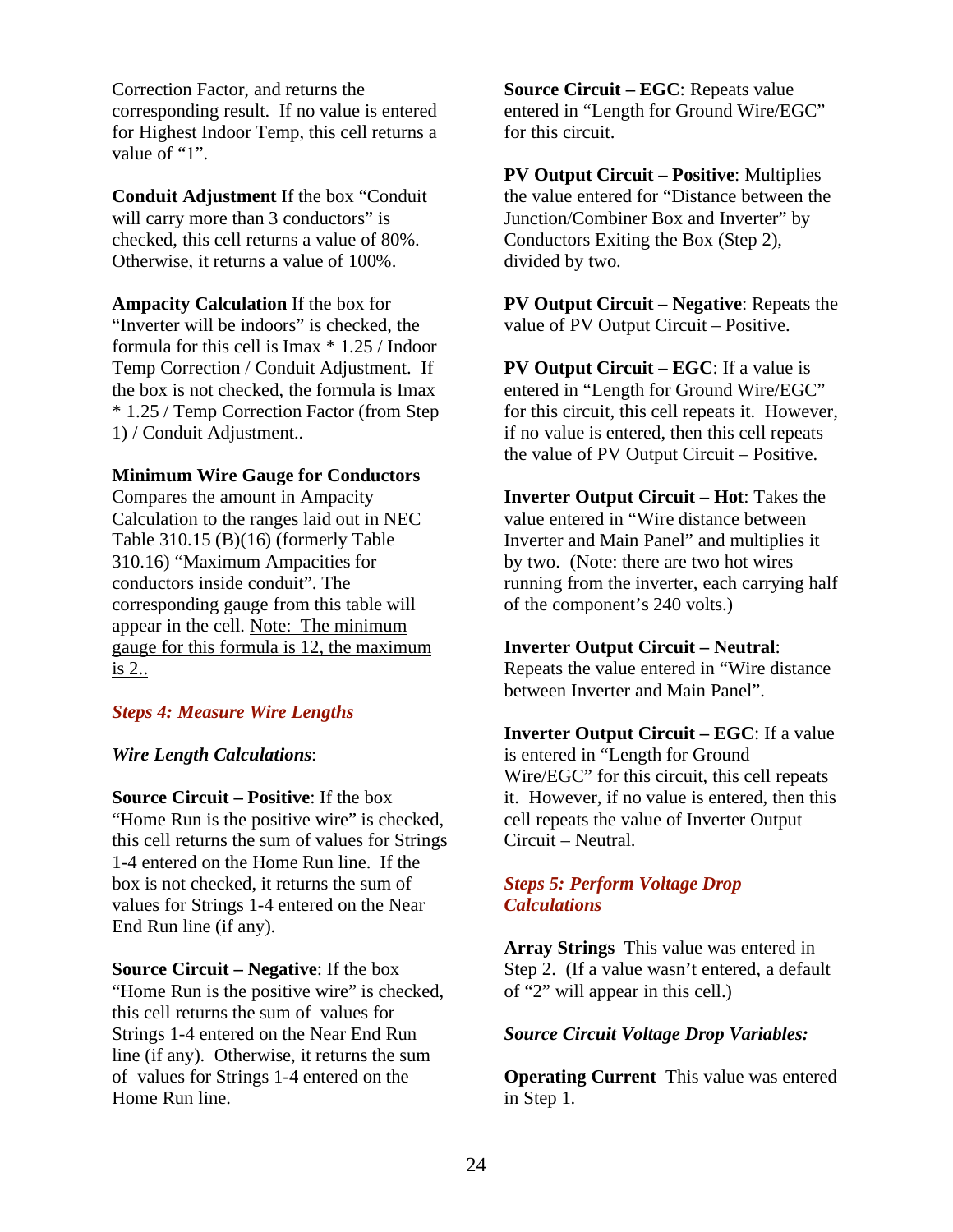Correction Factor, and returns the corresponding result. If no value is entered for Highest Indoor Temp, this cell returns a value of "1".

**Conduit Adjustment** If the box "Conduit will carry more than 3 conductors" is checked, this cell returns a value of 80%. Otherwise, it returns a value of 100%.

**Ampacity Calculation** If the box for "Inverter will be indoors" is checked, the formula for this cell is Imax * 1.25 / Indoor Temp Correction / Conduit Adjustment. If the box is not checked, the formula is Imax * 1.25 / Temp Correction Factor (from Step 1) / Conduit Adjustment..

**Minimum Wire Gauge for Conductors** Compares the amount in Ampacity Calculation to the ranges laid out in NEC Table 310.15 (B)(16) (formerly Table 310.16) "Maximum Ampacities for conductors inside conduit". The corresponding gauge from this table will appear in the cell. <u>Note: The minimum gauge for this formula is 12, the maximum is 2..</u>

### *Steps 4: Measure Wire Lengths*

***Wire Length Calculations***:

**Source Circuit – Positive**: If the box "Home Run is the positive wire" is checked, this cell returns the sum of values for Strings 1-4 entered on the Home Run line. If the box is not checked, it returns the sum of values for Strings 1-4 entered on the Near End Run line (if any).

**Source Circuit – Negative**: If the box "Home Run is the positive wire" is checked, this cell returns the sum of values for Strings 1-4 entered on the Near End Run line (if any). Otherwise, it returns the sum of values for Strings 1-4 entered on the Home Run line.

**Source Circuit – EGC**: Repeats value entered in "Length for Ground Wire/EGC" for this circuit.

**PV Output Circuit – Positive**: Multiplies the value entered for "Distance between the Junction/Combiner Box and Inverter" by Conductors Exiting the Box (Step 2), divided by two.

**PV Output Circuit – Negative**: Repeats the value of PV Output Circuit – Positive.

**PV Output Circuit – EGC**: If a value is entered in "Length for Ground Wire/EGC" for this circuit, this cell repeats it. However, if no value is entered, then this cell repeats the value of PV Output Circuit – Positive.

**Inverter Output Circuit – Hot**: Takes the value entered in "Wire distance between Inverter and Main Panel" and multiplies it by two. (Note: there are two hot wires running from the inverter, each carrying half of the component's 240 volts.)

**Inverter Output Circuit – Neutral**: Repeats the value entered in "Wire distance between Inverter and Main Panel".

**Inverter Output Circuit – EGC**: If a value is entered in "Length for Ground Wire/EGC" for this circuit, this cell repeats it. However, if no value is entered, then this cell repeats the value of Inverter Output Circuit – Neutral.

### *Steps 5: Perform Voltage Drop Calculations*

**Array Strings** This value was entered in Step 2. (If a value wasn't entered, a default of "2" will appear in this cell.)

***Source Circuit Voltage Drop Variables:***

**Operating Current** This value was entered in Step 1.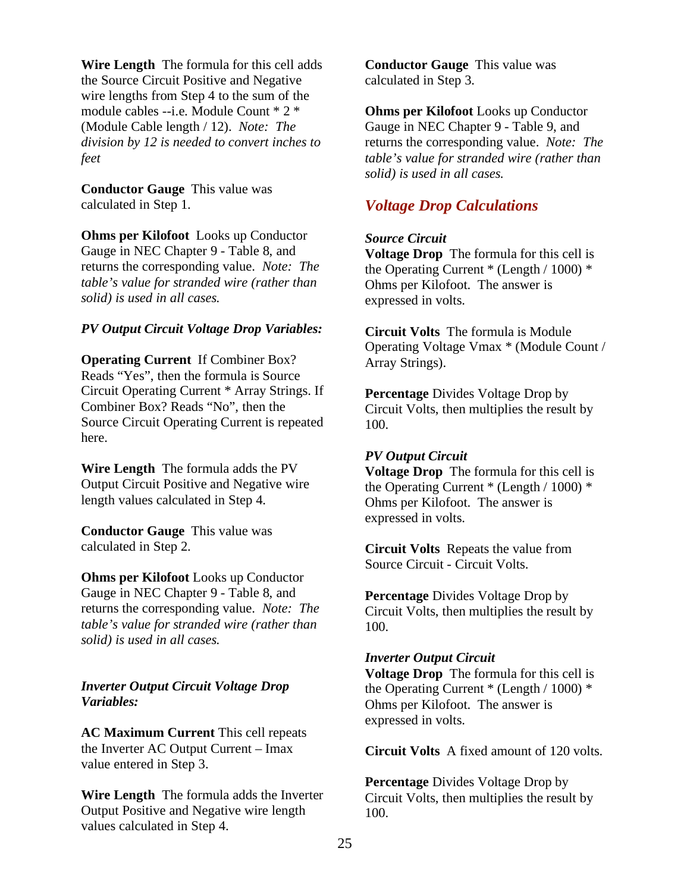**Wire Length** The formula for this cell adds the Source Circuit Positive and Negative wire lengths from Step 4 to the sum of the module cables --i.e. Module Count * 2 * (Module Cable length / 12). *Note: The division by 12 is needed to convert inches to feet*

**Conductor Gauge** This value was calculated in Step 1.

**Ohms per Kilofoot** Looks up Conductor Gauge in NEC Chapter 9 - Table 8, and returns the corresponding value. *Note: The table's value for stranded wire (rather than solid) is used in all cases.*

*PV Output Circuit Voltage Drop Variables:*

**Operating Current** If Combiner Box? Reads "Yes", then the formula is Source Circuit Operating Current * Array Strings. If Combiner Box? Reads "No", then the Source Circuit Operating Current is repeated here.

**Wire Length** The formula adds the PV Output Circuit Positive and Negative wire length values calculated in Step 4.

**Conductor Gauge** This value was calculated in Step 2.

**Ohms per Kilofoot** Looks up Conductor Gauge in NEC Chapter 9 - Table 8, and returns the corresponding value. *Note: The table's value for stranded wire (rather than solid) is used in all cases.*

*Inverter Output Circuit Voltage Drop Variables:*

**AC Maximum Current** This cell repeats the Inverter AC Output Current – Imax value entered in Step 3.

**Wire Length** The formula adds the Inverter Output Positive and Negative wire length values calculated in Step 4.

**Conductor Gauge** This value was calculated in Step 3.

**Ohms per Kilofoot** Looks up Conductor Gauge in NEC Chapter 9 - Table 9, and returns the corresponding value. *Note: The table's value for stranded wire (rather than solid) is used in all cases.*

## *Voltage Drop Calculations*

***Source Circuit***

**Voltage Drop** The formula for this cell is the Operating Current * (Length / 1000) * Ohms per Kilofoot. The answer is expressed in volts.

**Circuit Volts** The formula is Module Operating Voltage Vmax * (Module Count / Array Strings).

**Percentage** Divides Voltage Drop by Circuit Volts, then multiplies the result by 100.

***PV Output Circuit***

**Voltage Drop** The formula for this cell is the Operating Current * (Length / 1000) * Ohms per Kilofoot. The answer is expressed in volts.

**Circuit Volts** Repeats the value from Source Circuit - Circuit Volts.

**Percentage** Divides Voltage Drop by Circuit Volts, then multiplies the result by 100.

***Inverter Output Circuit***

**Voltage Drop** The formula for this cell is the Operating Current * (Length / 1000) * Ohms per Kilofoot. The answer is expressed in volts.

**Circuit Volts** A fixed amount of 120 volts.

**Percentage** Divides Voltage Drop by Circuit Volts, then multiplies the result by 100.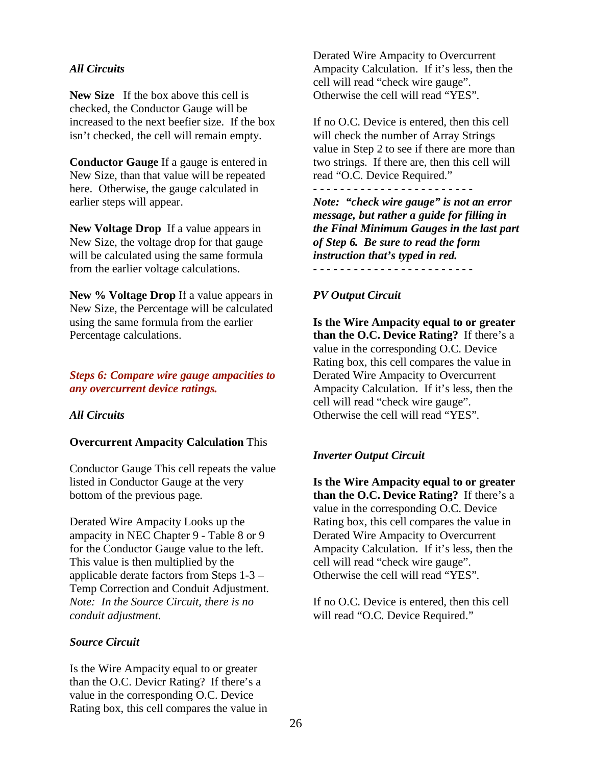*All Circuits*

**New Size** If the box above this cell is checked, the Conductor Gauge will be increased to the next beefier size. If the box isn't checked, the cell will remain empty.

**Conductor Gauge** If a gauge is entered in New Size, than that value will be repeated here. Otherwise, the gauge calculated in earlier steps will appear.

**New Voltage Drop** If a value appears in New Size, the voltage drop for that gauge will be calculated using the same formula from the earlier voltage calculations.

**New % Voltage Drop** If a value appears in New Size, the Percentage will be calculated using the same formula from the earlier Percentage calculations.

## *Steps 6: Compare wire gauge ampacities to any overcurrent device ratings.*

*All Circuits*

**Overcurrent Ampacity Calculation** This

Conductor Gauge This cell repeats the value listed in Conductor Gauge at the very bottom of the previous page.

Derated Wire Ampacity Looks up the ampacity in NEC Chapter 9 - Table 8 or 9 for the Conductor Gauge value to the left. This value is then multiplied by the applicable derate factors from Steps 1-3 – Temp Correction and Conduit Adjustment. *Note: In the Source Circuit, there is no conduit adjustment.*

*Source Circuit*

Is the Wire Ampacity equal to or greater than the O.C. Devicr Rating? If there's a value in the corresponding O.C. Device Rating box, this cell compares the value in Derated Wire Ampacity to Overcurrent Ampacity Calculation. If it's less, then the cell will read "check wire gauge". Otherwise the cell will read "YES".

If no O.C. Device is entered, then this cell will check the number of Array Strings value in Step 2 to see if there are more than two strings. If there are, then this cell will read "O.C. Device Required."

- - - - - - - - - - - - - - - - - - - - - - - -

***Note: "check wire gauge" is not an error message, but rather a guide for filling in the Final Minimum Gauges in the last part of Step 6. Be sure to read the form instruction that's typed in red.***

- - - - - - - - - - - - - - - - - - - - - - - -

*PV Output Circuit*

**Is the Wire Ampacity equal to or greater than the O.C. Device Rating?** If there's a value in the corresponding O.C. Device Rating box, this cell compares the value in Derated Wire Ampacity to Overcurrent Ampacity Calculation. If it's less, then the cell will read "check wire gauge". Otherwise the cell will read "YES".

*Inverter Output Circuit*

**Is the Wire Ampacity equal to or greater than the O.C. Device Rating?** If there's a value in the corresponding O.C. Device Rating box, this cell compares the value in Derated Wire Ampacity to Overcurrent Ampacity Calculation. If it's less, then the cell will read "check wire gauge". Otherwise the cell will read "YES".

If no O.C. Device is entered, then this cell will read "O.C. Device Required."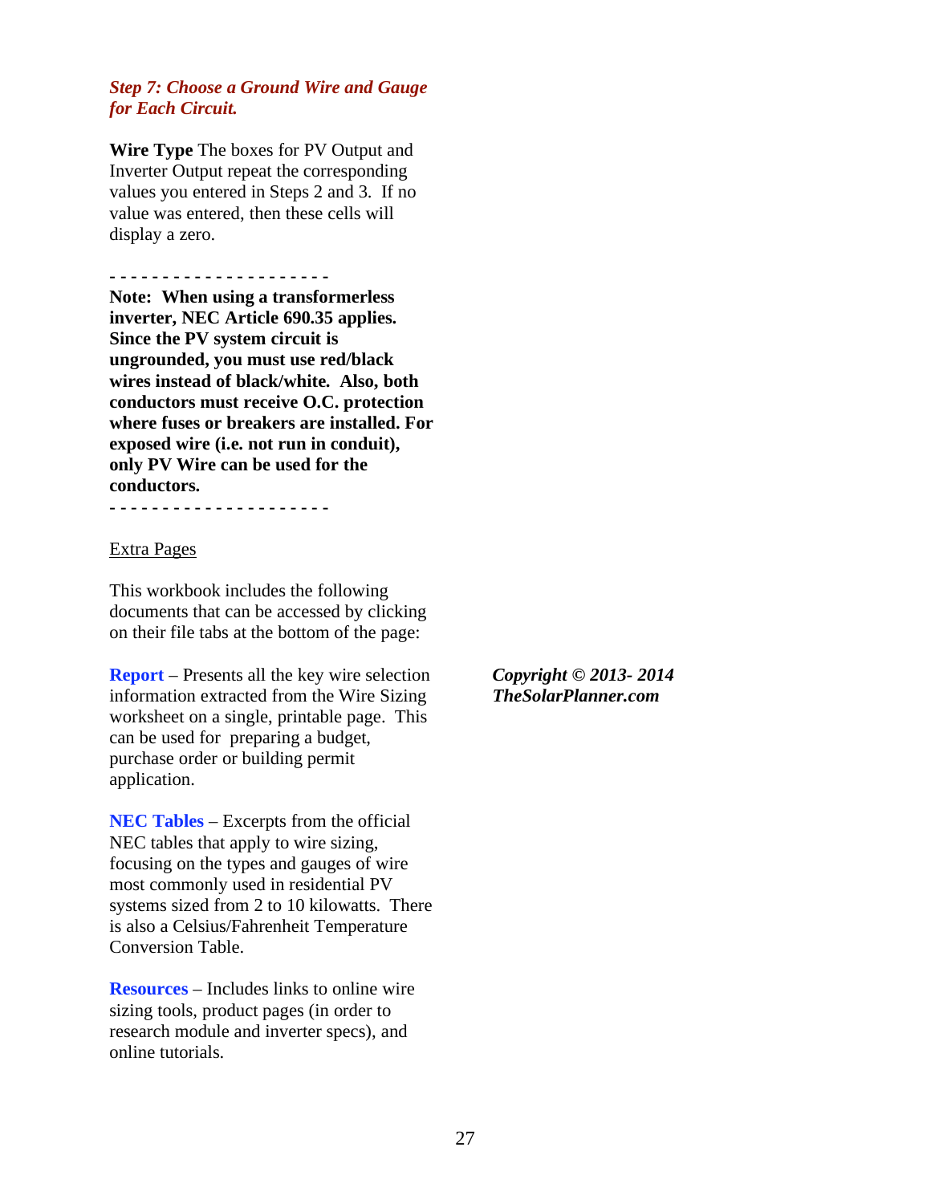### *Step 7: Choose a Ground Wire and Gauge for Each Circuit.*

**Wire Type** The boxes for PV Output and Inverter Output repeat the corresponding values you entered in Steps 2 and 3. If no value was entered, then these cells will display a zero.

- - - - - - - - - - - - - - - - - - - - -

**Note: When using a transformerless inverter, NEC Article 690.35 applies. Since the PV system circuit is ungrounded, you must use red/black wires instead of black/white. Also, both conductors must receive O.C. protection where fuses or breakers are installed. For exposed wire (i.e. not run in conduit), only PV Wire can be used for the conductors.**

- - - - - - - - - - - - - - - - - - - - -

<u>Extra Pages</u>

This workbook includes the following documents that can be accessed by clicking on their file tabs at the bottom of the page:

**Report** – Presents all the key wire selection information extracted from the Wire Sizing worksheet on a single, printable page. This can be used for preparing a budget, purchase order or building permit application.

**NEC Tables** – Excerpts from the official NEC tables that apply to wire sizing, focusing on the types and gauges of wire most commonly used in residential PV systems sized from 2 to 10 kilowatts. There is also a Celsius/Fahrenheit Temperature Conversion Table.

**Resources** – Includes links to online wire sizing tools, product pages (in order to research module and inverter specs), and online tutorials.

***Copyright © 2013- 2014 TheSolarPlanner.com***